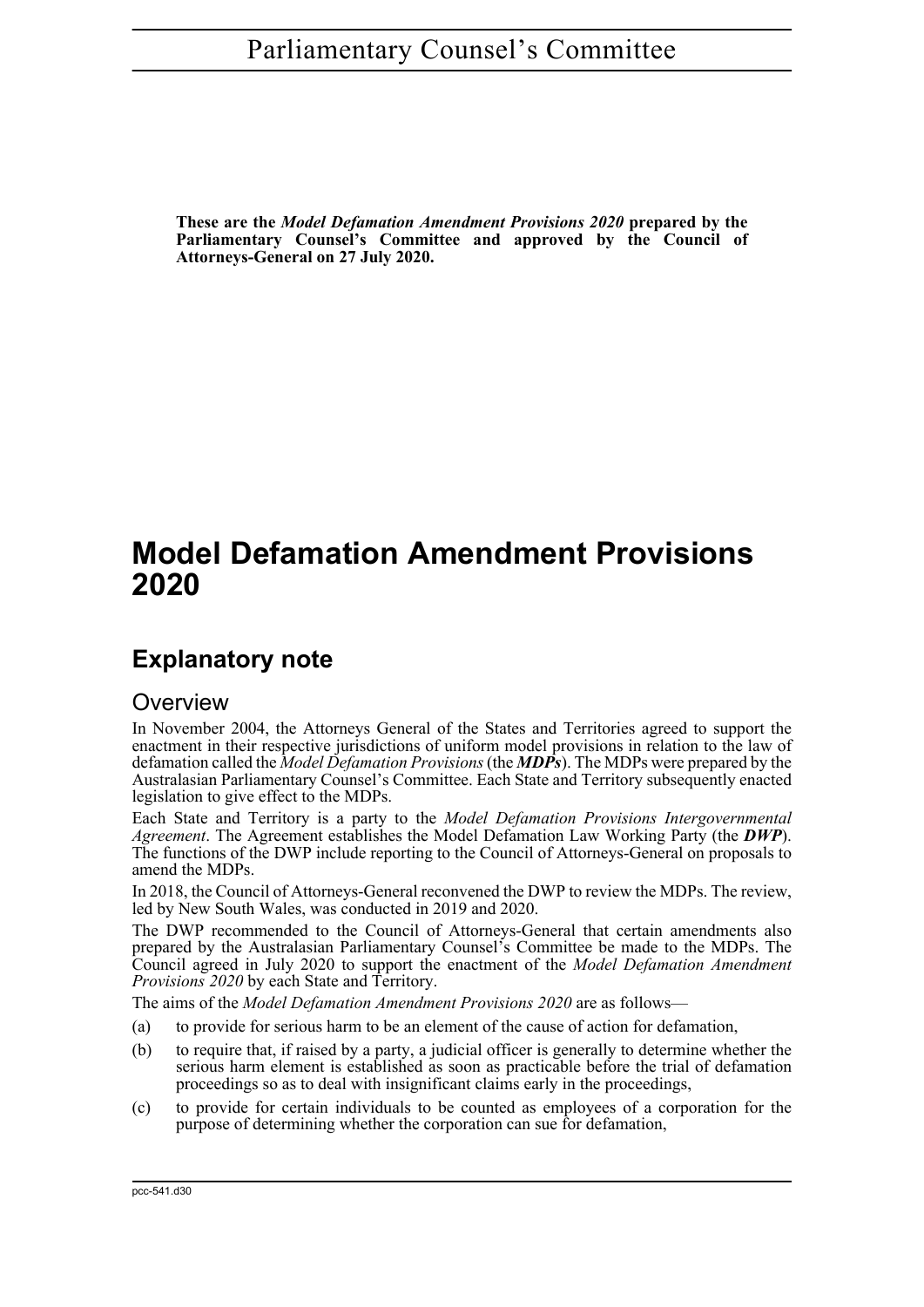**These are the *Model Defamation Amendment Provisions 2020* prepared by the Parliamentary Counsel's Committee and approved by the Council of Attorneys-General on 27 July 2020.**

# Model Defamation Amendment Provisions 2020

## Explanatory note

### Overview

In November 2004, the Attorneys General of the States and Territories agreed to support the enactment in their respective jurisdictions of uniform model provisions in relation to the law of defamation called the *Model Defamation Provisions* (the ***MDPs***). The MDPs were prepared by the Australasian Parliamentary Counsel's Committee. Each State and Territory subsequently enacted legislation to give effect to the MDPs.

Each State and Territory is a party to the *Model Defamation Provisions Intergovernmental Agreement*. The Agreement establishes the Model Defamation Law Working Party (the ***DWP***). The functions of the DWP include reporting to the Council of Attorneys-General on proposals to amend the MDPs.

In 2018, the Council of Attorneys-General reconvened the DWP to review the MDPs. The review, led by New South Wales, was conducted in 2019 and 2020.

The DWP recommended to the Council of Attorneys-General that certain amendments also prepared by the Australasian Parliamentary Counsel's Committee be made to the MDPs. The Council agreed in July 2020 to support the enactment of the *Model Defamation Amendment Provisions 2020* by each State and Territory.

The aims of the *Model Defamation Amendment Provisions 2020* are as follows—

(a) to provide for serious harm to be an element of the cause of action for defamation,

(b) to require that, if raised by a party, a judicial officer is generally to determine whether the serious harm element is established as soon as practicable before the trial of defamation proceedings so as to deal with insignificant claims early in the proceedings,

(c) to provide for certain individuals to be counted as employees of a corporation for the purpose of determining whether the corporation can sue for defamation,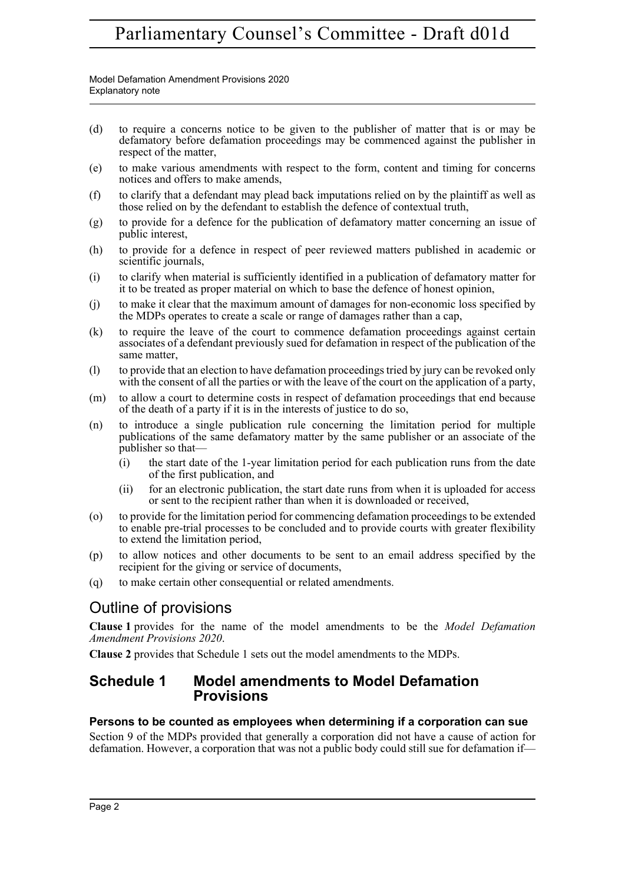(d) to require a concerns notice to be given to the publisher of matter that is or may be defamatory before defamation proceedings may be commenced against the publisher in respect of the matter,

(e) to make various amendments with respect to the form, content and timing for concerns notices and offers to make amends,

(f) to clarify that a defendant may plead back imputations relied on by the plaintiff as well as those relied on by the defendant to establish the defence of contextual truth,

(g) to provide for a defence for the publication of defamatory matter concerning an issue of public interest,

(h) to provide for a defence in respect of peer reviewed matters published in academic or scientific journals,

(i) to clarify when material is sufficiently identified in a publication of defamatory matter for it to be treated as proper material on which to base the defence of honest opinion,

(j) to make it clear that the maximum amount of damages for non-economic loss specified by the MDPs operates to create a scale or range of damages rather than a cap,

(k) to require the leave of the court to commence defamation proceedings against certain associates of a defendant previously sued for defamation in respect of the publication of the same matter,

(l) to provide that an election to have defamation proceedings tried by jury can be revoked only with the consent of all the parties or with the leave of the court on the application of a party,

(m) to allow a court to determine costs in respect of defamation proceedings that end because of the death of a party if it is in the interests of justice to do so,

(n) to introduce a single publication rule concerning the limitation period for multiple publications of the same defamatory matter by the same publisher or an associate of the publisher so that—
   (i) the start date of the 1-year limitation period for each publication runs from the date of the first publication, and
   (ii) for an electronic publication, the start date runs from when it is uploaded for access or sent to the recipient rather than when it is downloaded or received,

(o) to provide for the limitation period for commencing defamation proceedings to be extended to enable pre-trial processes to be concluded and to provide courts with greater flexibility to extend the limitation period,

(p) to allow notices and other documents to be sent to an email address specified by the recipient for the giving or service of documents,

(q) to make certain other consequential or related amendments.

## Outline of provisions

**Clause 1** provides for the name of the model amendments to be the *Model Defamation Amendment Provisions 2020*.

**Clause 2** provides that Schedule 1 sets out the model amendments to the MDPs.

## Schedule 1 Model amendments to Model Defamation Provisions

### Persons to be counted as employees when determining if a corporation can sue

Section 9 of the MDPs provided that generally a corporation did not have a cause of action for defamation. However, a corporation that was not a public body could still sue for defamation if—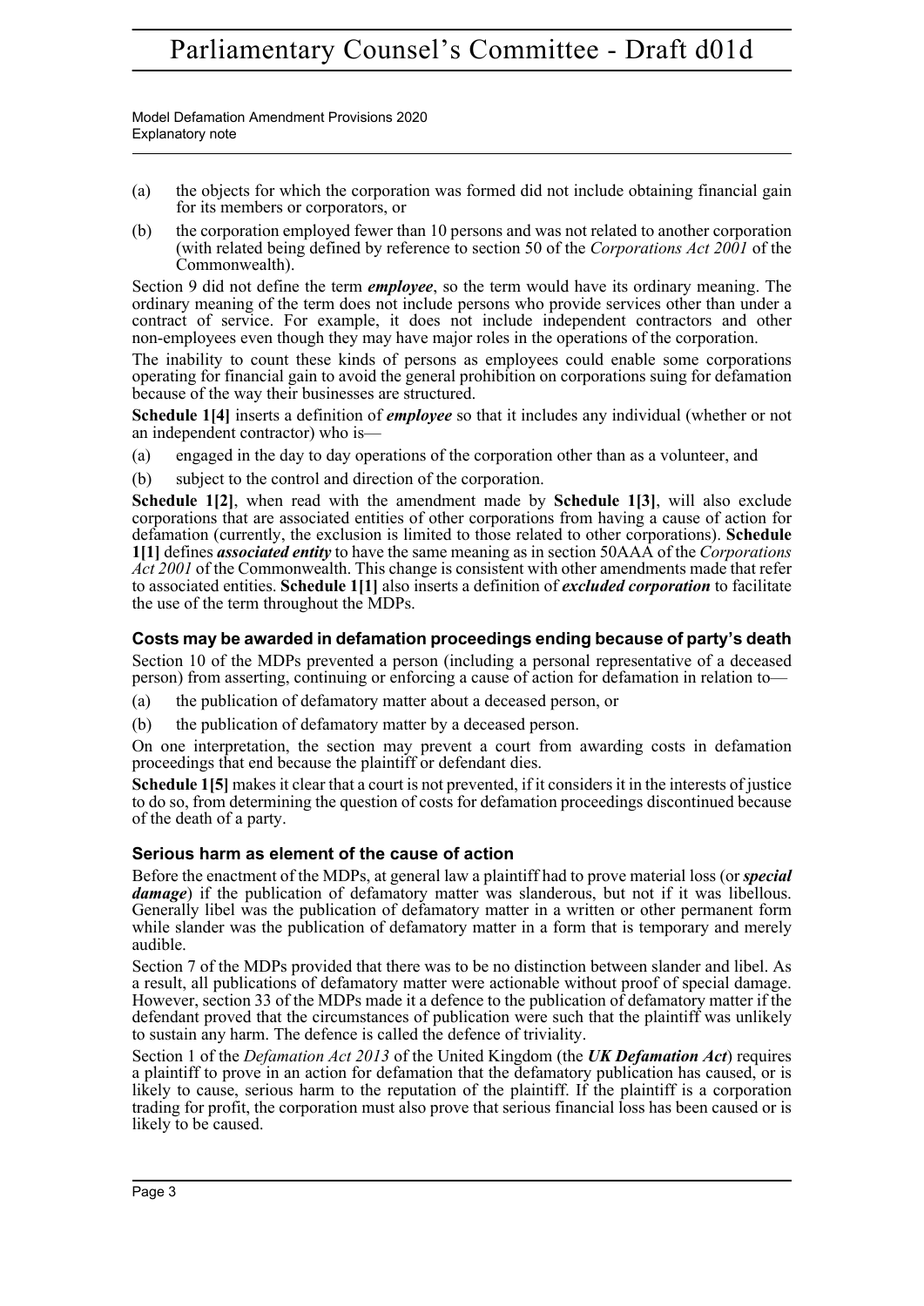(a) the objects for which the corporation was formed did not include obtaining financial gain for its members or corporators, or

(b) the corporation employed fewer than 10 persons and was not related to another corporation (with related being defined by reference to section 50 of the *Corporations Act 2001* of the Commonwealth).

Section 9 did not define the term ***employee***, so the term would have its ordinary meaning. The ordinary meaning of the term does not include persons who provide services other than under a contract of service. For example, it does not include independent contractors and other non-employees even though they may have major roles in the operations of the corporation.

The inability to count these kinds of persons as employees could enable some corporations operating for financial gain to avoid the general prohibition on corporations suing for defamation because of the way their businesses are structured.

**Schedule 1[4]** inserts a definition of ***employee*** so that it includes any individual (whether or not an independent contractor) who is—

(a) engaged in the day to day operations of the corporation other than as a volunteer, and

(b) subject to the control and direction of the corporation.

**Schedule 1[2]**, when read with the amendment made by **Schedule 1[3]**, will also exclude corporations that are associated entities of other corporations from having a cause of action for defamation (currently, the exclusion is limited to those related to other corporations). **Schedule 1[1]** defines ***associated entity*** to have the same meaning as in section 50AAA of the *Corporations Act 2001* of the Commonwealth. This change is consistent with other amendments made that refer to associated entities. **Schedule 1[1]** also inserts a definition of ***excluded corporation*** to facilitate the use of the term throughout the MDPs.

### Costs may be awarded in defamation proceedings ending because of party's death

Section 10 of the MDPs prevented a person (including a personal representative of a deceased person) from asserting, continuing or enforcing a cause of action for defamation in relation to—

(a) the publication of defamatory matter about a deceased person, or

(b) the publication of defamatory matter by a deceased person.

On one interpretation, the section may prevent a court from awarding costs in defamation proceedings that end because the plaintiff or defendant dies.

**Schedule 1[5]** makes it clear that a court is not prevented, if it considers it in the interests of justice to do so, from determining the question of costs for defamation proceedings discontinued because of the death of a party.

### Serious harm as element of the cause of action

Before the enactment of the MDPs, at general law a plaintiff had to prove material loss (or ***special damage***) if the publication of defamatory matter was slanderous, but not if it was libellous. Generally libel was the publication of defamatory matter in a written or other permanent form while slander was the publication of defamatory matter in a form that is temporary and merely audible.

Section 7 of the MDPs provided that there was to be no distinction between slander and libel. As a result, all publications of defamatory matter were actionable without proof of special damage. However, section 33 of the MDPs made it a defence to the publication of defamatory matter if the defendant proved that the circumstances of publication were such that the plaintiff was unlikely to sustain any harm. The defence is called the defence of triviality.

Section 1 of the *Defamation Act 2013* of the United Kingdom (the ***UK Defamation Act***) requires a plaintiff to prove in an action for defamation that the defamatory publication has caused, or is likely to cause, serious harm to the reputation of the plaintiff. If the plaintiff is a corporation trading for profit, the corporation must also prove that serious financial loss has been caused or is likely to be caused.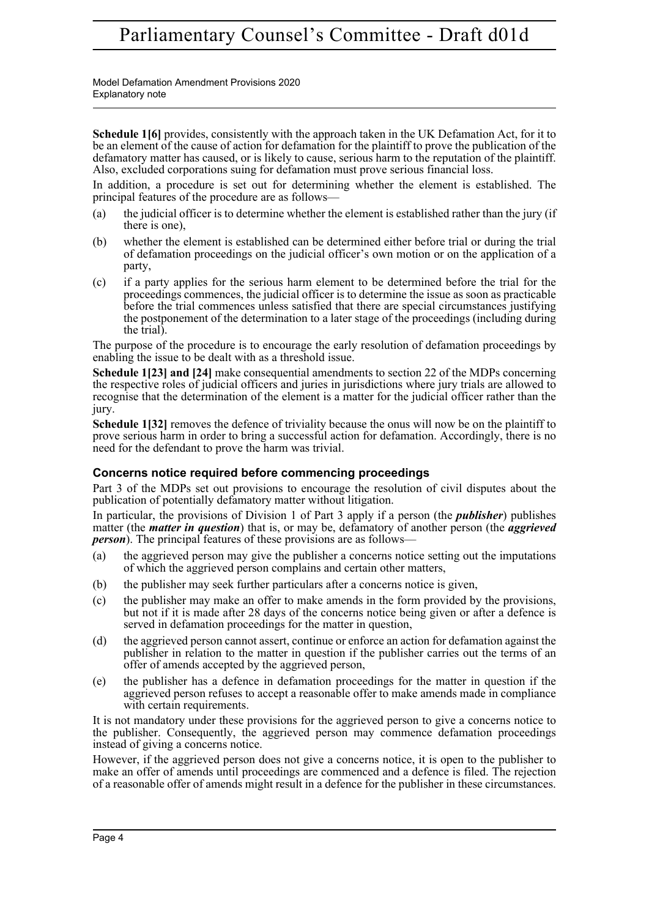**Schedule 1[6]** provides, consistently with the approach taken in the UK Defamation Act, for it to be an element of the cause of action for defamation for the plaintiff to prove the publication of the defamatory matter has caused, or is likely to cause, serious harm to the reputation of the plaintiff. Also, excluded corporations suing for defamation must prove serious financial loss.

In addition, a procedure is set out for determining whether the element is established. The principal features of the procedure are as follows—

(a) the judicial officer is to determine whether the element is established rather than the jury (if there is one),

(b) whether the element is established can be determined either before trial or during the trial of defamation proceedings on the judicial officer's own motion or on the application of a party,

(c) if a party applies for the serious harm element to be determined before the trial for the proceedings commences, the judicial officer is to determine the issue as soon as practicable before the trial commences unless satisfied that there are special circumstances justifying the postponement of the determination to a later stage of the proceedings (including during the trial).

The purpose of the procedure is to encourage the early resolution of defamation proceedings by enabling the issue to be dealt with as a threshold issue.

**Schedule 1[23] and [24]** make consequential amendments to section 22 of the MDPs concerning the respective roles of judicial officers and juries in jurisdictions where jury trials are allowed to recognise that the determination of the element is a matter for the judicial officer rather than the jury.

**Schedule 1[32]** removes the defence of triviality because the onus will now be on the plaintiff to prove serious harm in order to bring a successful action for defamation. Accordingly, there is no need for the defendant to prove the harm was trivial.

### Concerns notice required before commencing proceedings

Part 3 of the MDPs set out provisions to encourage the resolution of civil disputes about the publication of potentially defamatory matter without litigation.

In particular, the provisions of Division 1 of Part 3 apply if a person (the ***publisher***) publishes matter (the ***matter in question***) that is, or may be, defamatory of another person (the ***aggrieved person***). The principal features of these provisions are as follows—

(a) the aggrieved person may give the publisher a concerns notice setting out the imputations of which the aggrieved person complains and certain other matters,

(b) the publisher may seek further particulars after a concerns notice is given,

(c) the publisher may make an offer to make amends in the form provided by the provisions, but not if it is made after 28 days of the concerns notice being given or after a defence is served in defamation proceedings for the matter in question,

(d) the aggrieved person cannot assert, continue or enforce an action for defamation against the publisher in relation to the matter in question if the publisher carries out the terms of an offer of amends accepted by the aggrieved person,

(e) the publisher has a defence in defamation proceedings for the matter in question if the aggrieved person refuses to accept a reasonable offer to make amends made in compliance with certain requirements.

It is not mandatory under these provisions for the aggrieved person to give a concerns notice to the publisher. Consequently, the aggrieved person may commence defamation proceedings instead of giving a concerns notice.

However, if the aggrieved person does not give a concerns notice, it is open to the publisher to make an offer of amends until proceedings are commenced and a defence is filed. The rejection of a reasonable offer of amends might result in a defence for the publisher in these circumstances.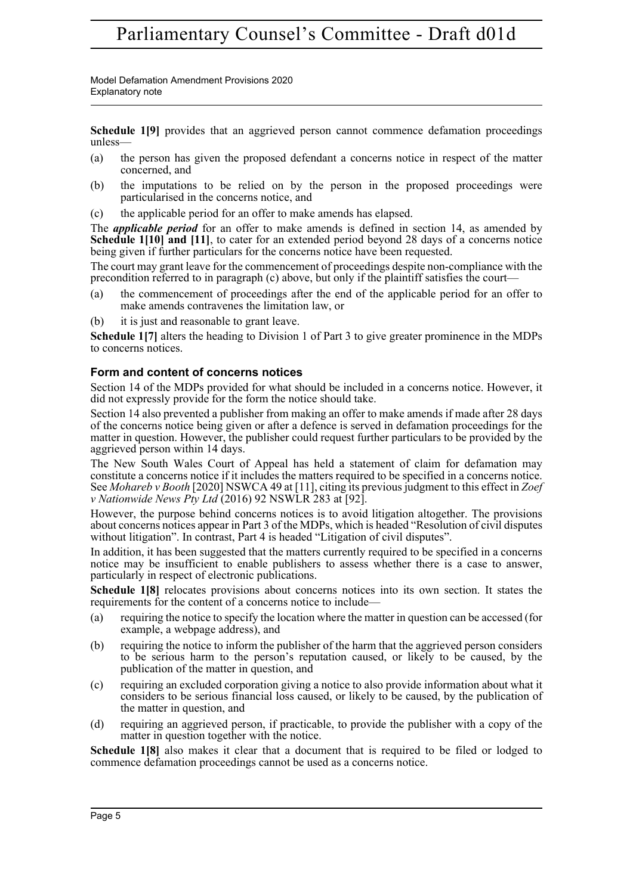**Schedule 1[9]** provides that an aggrieved person cannot commence defamation proceedings unless—

(a) the person has given the proposed defendant a concerns notice in respect of the matter concerned, and

(b) the imputations to be relied on by the person in the proposed proceedings were particularised in the concerns notice, and

(c) the applicable period for an offer to make amends has elapsed.

The ***applicable period*** for an offer to make amends is defined in section 14, as amended by **Schedule 1[10] and [11]**, to cater for an extended period beyond 28 days of a concerns notice being given if further particulars for the concerns notice have been requested.

The court may grant leave for the commencement of proceedings despite non-compliance with the precondition referred to in paragraph (c) above, but only if the plaintiff satisfies the court—

(a) the commencement of proceedings after the end of the applicable period for an offer to make amends contravenes the limitation law, or

(b) it is just and reasonable to grant leave.

**Schedule 1[7]** alters the heading to Division 1 of Part 3 to give greater prominence in the MDPs to concerns notices.

### Form and content of concerns notices

Section 14 of the MDPs provided for what should be included in a concerns notice. However, it did not expressly provide for the form the notice should take.

Section 14 also prevented a publisher from making an offer to make amends if made after 28 days of the concerns notice being given or after a defence is served in defamation proceedings for the matter in question. However, the publisher could request further particulars to be provided by the aggrieved person within 14 days.

The New South Wales Court of Appeal has held a statement of claim for defamation may constitute a concerns notice if it includes the matters required to be specified in a concerns notice. See *Mohareb v Booth* [2020] NSWCA 49 at [11], citing its previous judgment to this effect in *Zoef v Nationwide News Pty Ltd* (2016) 92 NSWLR 283 at [92].

However, the purpose behind concerns notices is to avoid litigation altogether. The provisions about concerns notices appear in Part 3 of the MDPs, which is headed "Resolution of civil disputes without litigation". In contrast, Part 4 is headed "Litigation of civil disputes".

In addition, it has been suggested that the matters currently required to be specified in a concerns notice may be insufficient to enable publishers to assess whether there is a case to answer, particularly in respect of electronic publications.

**Schedule 1[8]** relocates provisions about concerns notices into its own section. It states the requirements for the content of a concerns notice to include—

(a) requiring the notice to specify the location where the matter in question can be accessed (for example, a webpage address), and

(b) requiring the notice to inform the publisher of the harm that the aggrieved person considers to be serious harm to the person's reputation caused, or likely to be caused, by the publication of the matter in question, and

(c) requiring an excluded corporation giving a notice to also provide information about what it considers to be serious financial loss caused, or likely to be caused, by the publication of the matter in question, and

(d) requiring an aggrieved person, if practicable, to provide the publisher with a copy of the matter in question together with the notice.

**Schedule 1[8]** also makes it clear that a document that is required to be filed or lodged to commence defamation proceedings cannot be used as a concerns notice.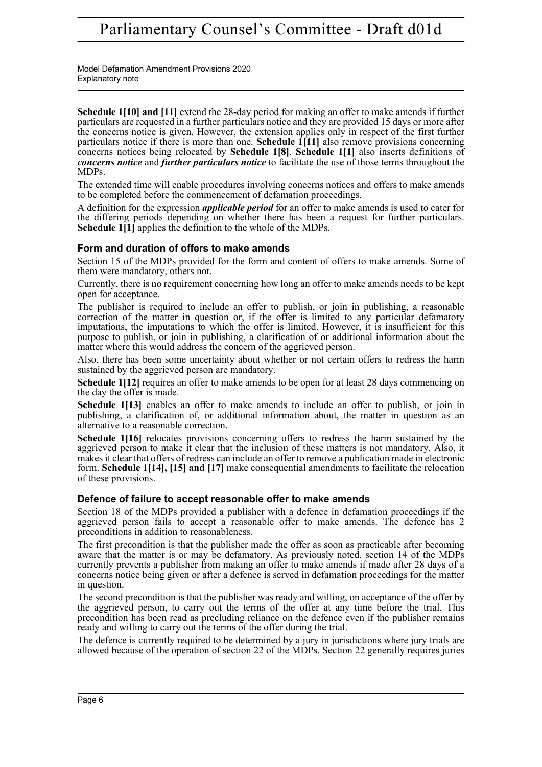**Schedule 1[10] and [11]** extend the 28-day period for making an offer to make amends if further particulars are requested in a further particulars notice and they are provided 15 days or more after the concerns notice is given. However, the extension applies only in respect of the first further particulars notice if there is more than one. **Schedule 1[11]** also remove provisions concerning concerns notices being relocated by **Schedule 1[8]**. **Schedule 1[1]** also inserts definitions of ***concerns notice*** and ***further particulars notice*** to facilitate the use of those terms throughout the MDPs.

The extended time will enable procedures involving concerns notices and offers to make amends to be completed before the commencement of defamation proceedings.

A definition for the expression ***applicable period*** for an offer to make amends is used to cater for the differing periods depending on whether there has been a request for further particulars. **Schedule 1[1]** applies the definition to the whole of the MDPs.

### Form and duration of offers to make amends

Section 15 of the MDPs provided for the form and content of offers to make amends. Some of them were mandatory, others not.

Currently, there is no requirement concerning how long an offer to make amends needs to be kept open for acceptance.

The publisher is required to include an offer to publish, or join in publishing, a reasonable correction of the matter in question or, if the offer is limited to any particular defamatory imputations, the imputations to which the offer is limited. However, it is insufficient for this purpose to publish, or join in publishing, a clarification of or additional information about the matter where this would address the concern of the aggrieved person.

Also, there has been some uncertainty about whether or not certain offers to redress the harm sustained by the aggrieved person are mandatory.

**Schedule 1[12]** requires an offer to make amends to be open for at least 28 days commencing on the day the offer is made.

**Schedule 1[13]** enables an offer to make amends to include an offer to publish, or join in publishing, a clarification of, or additional information about, the matter in question as an alternative to a reasonable correction.

**Schedule 1[16]** relocates provisions concerning offers to redress the harm sustained by the aggrieved person to make it clear that the inclusion of these matters is not mandatory. Also, it makes it clear that offers of redress can include an offer to remove a publication made in electronic form. **Schedule 1[14], [15] and [17]** make consequential amendments to facilitate the relocation of these provisions.

### Defence of failure to accept reasonable offer to make amends

Section 18 of the MDPs provided a publisher with a defence in defamation proceedings if the aggrieved person fails to accept a reasonable offer to make amends. The defence has 2 preconditions in addition to reasonableness.

The first precondition is that the publisher made the offer as soon as practicable after becoming aware that the matter is or may be defamatory. As previously noted, section 14 of the MDPs currently prevents a publisher from making an offer to make amends if made after 28 days of a concerns notice being given or after a defence is served in defamation proceedings for the matter in question.

The second precondition is that the publisher was ready and willing, on acceptance of the offer by the aggrieved person, to carry out the terms of the offer at any time before the trial. This precondition has been read as precluding reliance on the defence even if the publisher remains ready and willing to carry out the terms of the offer during the trial.

The defence is currently required to be determined by a jury in jurisdictions where jury trials are allowed because of the operation of section 22 of the MDPs. Section 22 generally requires juries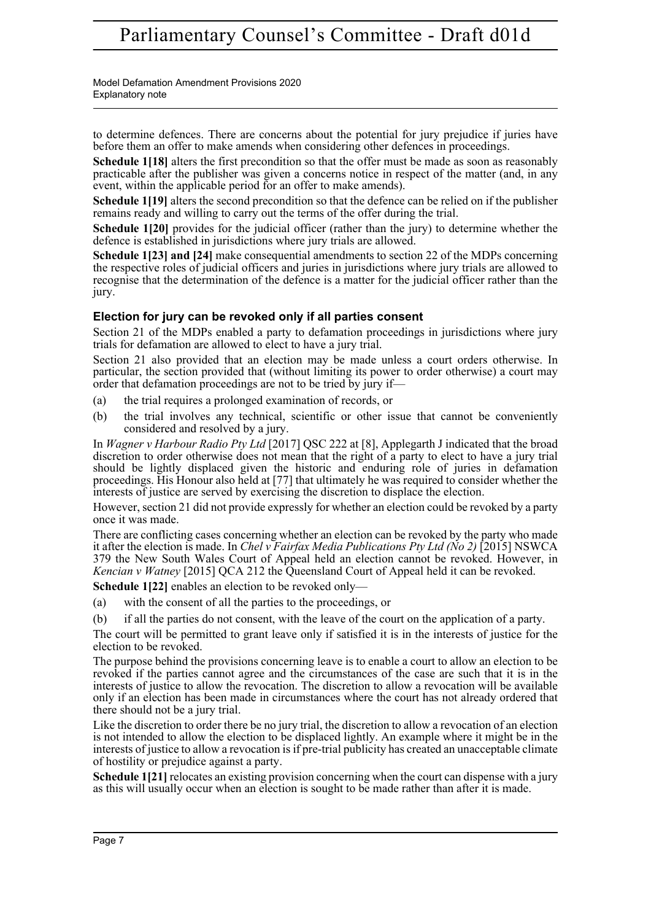to determine defences. There are concerns about the potential for jury prejudice if juries have before them an offer to make amends when considering other defences in proceedings.

**Schedule 1[18]** alters the first precondition so that the offer must be made as soon as reasonably practicable after the publisher was given a concerns notice in respect of the matter (and, in any event, within the applicable period for an offer to make amends).

**Schedule 1[19]** alters the second precondition so that the defence can be relied on if the publisher remains ready and willing to carry out the terms of the offer during the trial.

**Schedule 1[20]** provides for the judicial officer (rather than the jury) to determine whether the defence is established in jurisdictions where jury trials are allowed.

**Schedule 1[23] and [24]** make consequential amendments to section 22 of the MDPs concerning the respective roles of judicial officers and juries in jurisdictions where jury trials are allowed to recognise that the determination of the defence is a matter for the judicial officer rather than the jury.

### Election for jury can be revoked only if all parties consent

Section 21 of the MDPs enabled a party to defamation proceedings in jurisdictions where jury trials for defamation are allowed to elect to have a jury trial.

Section 21 also provided that an election may be made unless a court orders otherwise. In particular, the section provided that (without limiting its power to order otherwise) a court may order that defamation proceedings are not to be tried by jury if—

(a) the trial requires a prolonged examination of records, or

(b) the trial involves any technical, scientific or other issue that cannot be conveniently considered and resolved by a jury.

In *Wagner v Harbour Radio Pty Ltd* [2017] QSC 222 at [8], Applegarth J indicated that the broad discretion to order otherwise does not mean that the right of a party to elect to have a jury trial should be lightly displaced given the historic and enduring role of juries in defamation proceedings. His Honour also held at [77] that ultimately he was required to consider whether the interests of justice are served by exercising the discretion to displace the election.

However, section 21 did not provide expressly for whether an election could be revoked by a party once it was made.

There are conflicting cases concerning whether an election can be revoked by the party who made it after the election is made. In *Chel v Fairfax Media Publications Pty Ltd (No 2)* [2015] NSWCA 379 the New South Wales Court of Appeal held an election cannot be revoked. However, in *Kencian v Watney* [2015] QCA 212 the Queensland Court of Appeal held it can be revoked.

**Schedule 1[22]** enables an election to be revoked only—

(a) with the consent of all the parties to the proceedings, or

(b) if all the parties do not consent, with the leave of the court on the application of a party.

The court will be permitted to grant leave only if satisfied it is in the interests of justice for the election to be revoked.

The purpose behind the provisions concerning leave is to enable a court to allow an election to be revoked if the parties cannot agree and the circumstances of the case are such that it is in the interests of justice to allow the revocation. The discretion to allow a revocation will be available only if an election has been made in circumstances where the court has not already ordered that there should not be a jury trial.

Like the discretion to order there be no jury trial, the discretion to allow a revocation of an election is not intended to allow the election to be displaced lightly. An example where it might be in the interests of justice to allow a revocation is if pre-trial publicity has created an unacceptable climate of hostility or prejudice against a party.

**Schedule 1[21]** relocates an existing provision concerning when the court can dispense with a jury as this will usually occur when an election is sought to be made rather than after it is made.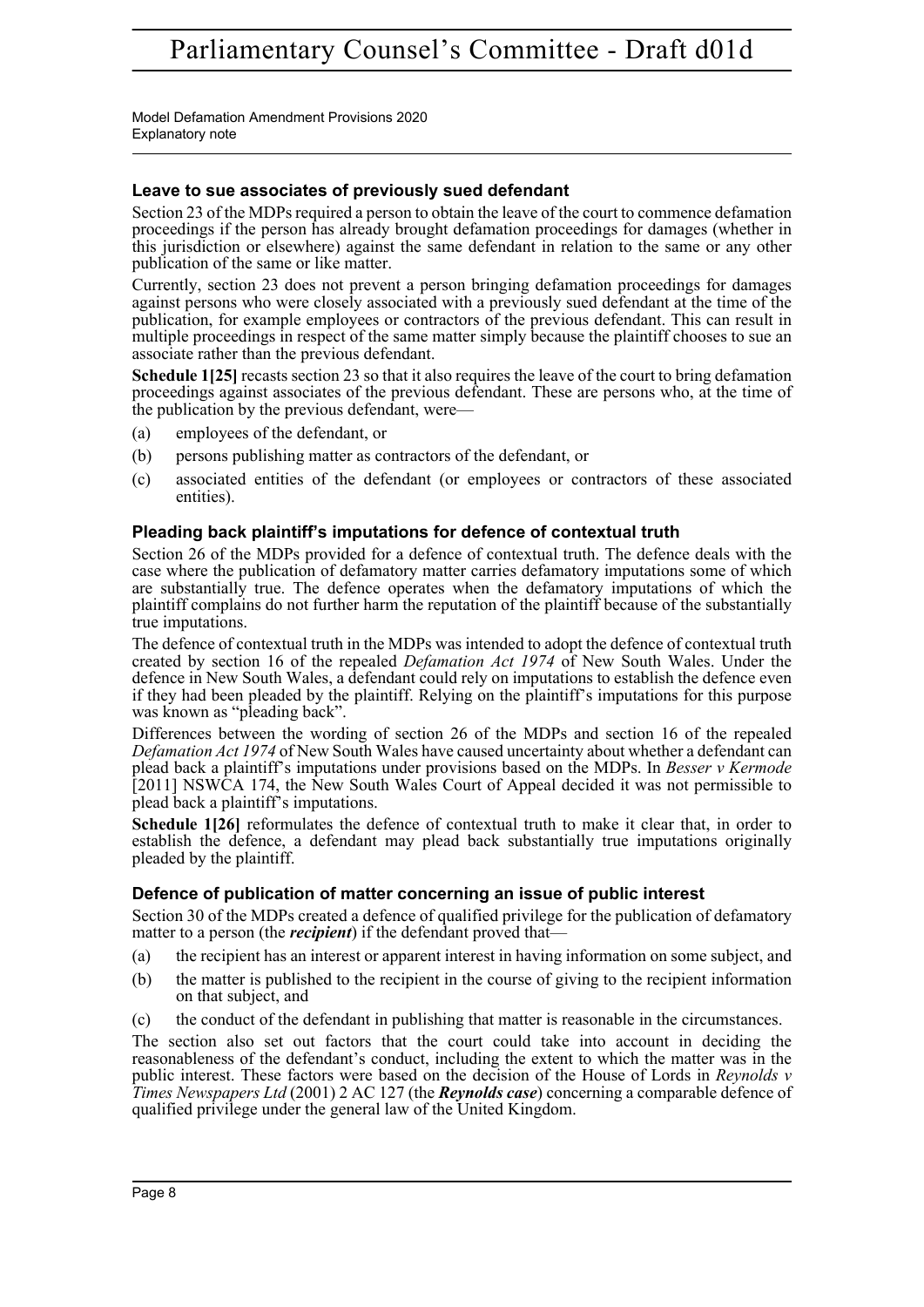### Leave to sue associates of previously sued defendant

Section 23 of the MDPs required a person to obtain the leave of the court to commence defamation proceedings if the person has already brought defamation proceedings for damages (whether in this jurisdiction or elsewhere) against the same defendant in relation to the same or any other publication of the same or like matter.

Currently, section 23 does not prevent a person bringing defamation proceedings for damages against persons who were closely associated with a previously sued defendant at the time of the publication, for example employees or contractors of the previous defendant. This can result in multiple proceedings in respect of the same matter simply because the plaintiff chooses to sue an associate rather than the previous defendant.

**Schedule 1[25]** recasts section 23 so that it also requires the leave of the court to bring defamation proceedings against associates of the previous defendant. These are persons who, at the time of the publication by the previous defendant, were—

(a) employees of the defendant, or

(b) persons publishing matter as contractors of the defendant, or

(c) associated entities of the defendant (or employees or contractors of these associated entities).

### Pleading back plaintiff's imputations for defence of contextual truth

Section 26 of the MDPs provided for a defence of contextual truth. The defence deals with the case where the publication of defamatory matter carries defamatory imputations some of which are substantially true. The defence operates when the defamatory imputations of which the plaintiff complains do not further harm the reputation of the plaintiff because of the substantially true imputations.

The defence of contextual truth in the MDPs was intended to adopt the defence of contextual truth created by section 16 of the repealed *Defamation Act 1974* of New South Wales. Under the defence in New South Wales, a defendant could rely on imputations to establish the defence even if they had been pleaded by the plaintiff. Relying on the plaintiff's imputations for this purpose was known as "pleading back".

Differences between the wording of section 26 of the MDPs and section 16 of the repealed *Defamation Act 1974* of New South Wales have caused uncertainty about whether a defendant can plead back a plaintiff's imputations under provisions based on the MDPs. In *Besser v Kermode* [2011] NSWCA 174, the New South Wales Court of Appeal decided it was not permissible to plead back a plaintiff's imputations.

**Schedule 1[26]** reformulates the defence of contextual truth to make it clear that, in order to establish the defence, a defendant may plead back substantially true imputations originally pleaded by the plaintiff.

### Defence of publication of matter concerning an issue of public interest

Section 30 of the MDPs created a defence of qualified privilege for the publication of defamatory matter to a person (the ***recipient***) if the defendant proved that—

(a) the recipient has an interest or apparent interest in having information on some subject, and

(b) the matter is published to the recipient in the course of giving to the recipient information on that subject, and

(c) the conduct of the defendant in publishing that matter is reasonable in the circumstances.

The section also set out factors that the court could take into account in deciding the reasonableness of the defendant's conduct, including the extent to which the matter was in the public interest. These factors were based on the decision of the House of Lords in *Reynolds v Times Newspapers Ltd* (2001) 2 AC 127 (the ***Reynolds case***) concerning a comparable defence of qualified privilege under the general law of the United Kingdom.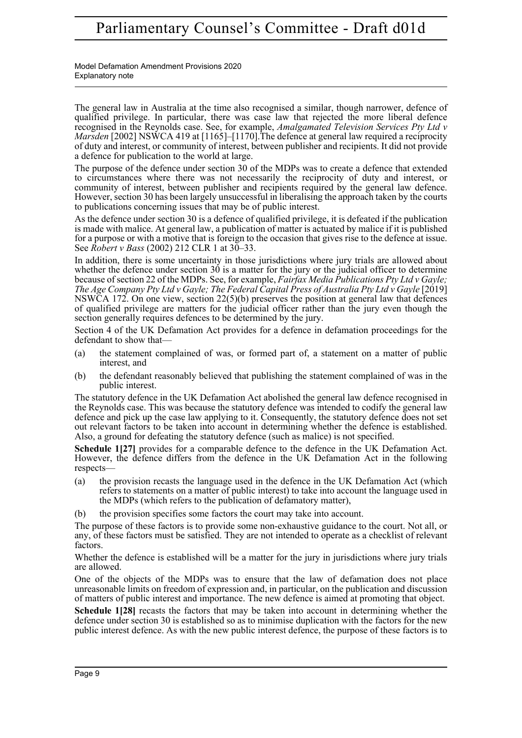The general law in Australia at the time also recognised a similar, though narrower, defence of qualified privilege. In particular, there was case law that rejected the more liberal defence recognised in the Reynolds case. See, for example, *Amalgamated Television Services Pty Ltd v Marsden* [2002] NSWCA 419 at [1165]–[1170].The defence at general law required a reciprocity of duty and interest, or community of interest, between publisher and recipients. It did not provide a defence for publication to the world at large.

The purpose of the defence under section 30 of the MDPs was to create a defence that extended to circumstances where there was not necessarily the reciprocity of duty and interest, or community of interest, between publisher and recipients required by the general law defence. However, section 30 has been largely unsuccessful in liberalising the approach taken by the courts to publications concerning issues that may be of public interest.

As the defence under section 30 is a defence of qualified privilege, it is defeated if the publication is made with malice. At general law, a publication of matter is actuated by malice if it is published for a purpose or with a motive that is foreign to the occasion that gives rise to the defence at issue. See *Robert v Bass* (2002) 212 CLR 1 at 30–33.

In addition, there is some uncertainty in those jurisdictions where jury trials are allowed about whether the defence under section 30 is a matter for the jury or the judicial officer to determine because of section 22 of the MDPs. See, for example, *Fairfax Media Publications Pty Ltd v Gayle; The Age Company Pty Ltd v Gayle; The Federal Capital Press of Australia Pty Ltd v Gayle* [2019] NSWCA 172. On one view, section 22(5)(b) preserves the position at general law that defences of qualified privilege are matters for the judicial officer rather than the jury even though the section generally requires defences to be determined by the jury.

Section 4 of the UK Defamation Act provides for a defence in defamation proceedings for the defendant to show that—

(a) the statement complained of was, or formed part of, a statement on a matter of public interest, and

(b) the defendant reasonably believed that publishing the statement complained of was in the public interest.

The statutory defence in the UK Defamation Act abolished the general law defence recognised in the Reynolds case. This was because the statutory defence was intended to codify the general law defence and pick up the case law applying to it. Consequently, the statutory defence does not set out relevant factors to be taken into account in determining whether the defence is established. Also, a ground for defeating the statutory defence (such as malice) is not specified.

**Schedule 1[27]** provides for a comparable defence to the defence in the UK Defamation Act. However, the defence differs from the defence in the UK Defamation Act in the following respects—

(a) the provision recasts the language used in the defence in the UK Defamation Act (which refers to statements on a matter of public interest) to take into account the language used in the MDPs (which refers to the publication of defamatory matter),

(b) the provision specifies some factors the court may take into account.

The purpose of these factors is to provide some non-exhaustive guidance to the court. Not all, or any, of these factors must be satisfied. They are not intended to operate as a checklist of relevant factors.

Whether the defence is established will be a matter for the jury in jurisdictions where jury trials are allowed.

One of the objects of the MDPs was to ensure that the law of defamation does not place unreasonable limits on freedom of expression and, in particular, on the publication and discussion of matters of public interest and importance. The new defence is aimed at promoting that object.

**Schedule 1[28]** recasts the factors that may be taken into account in determining whether the defence under section 30 is established so as to minimise duplication with the factors for the new public interest defence. As with the new public interest defence, the purpose of these factors is to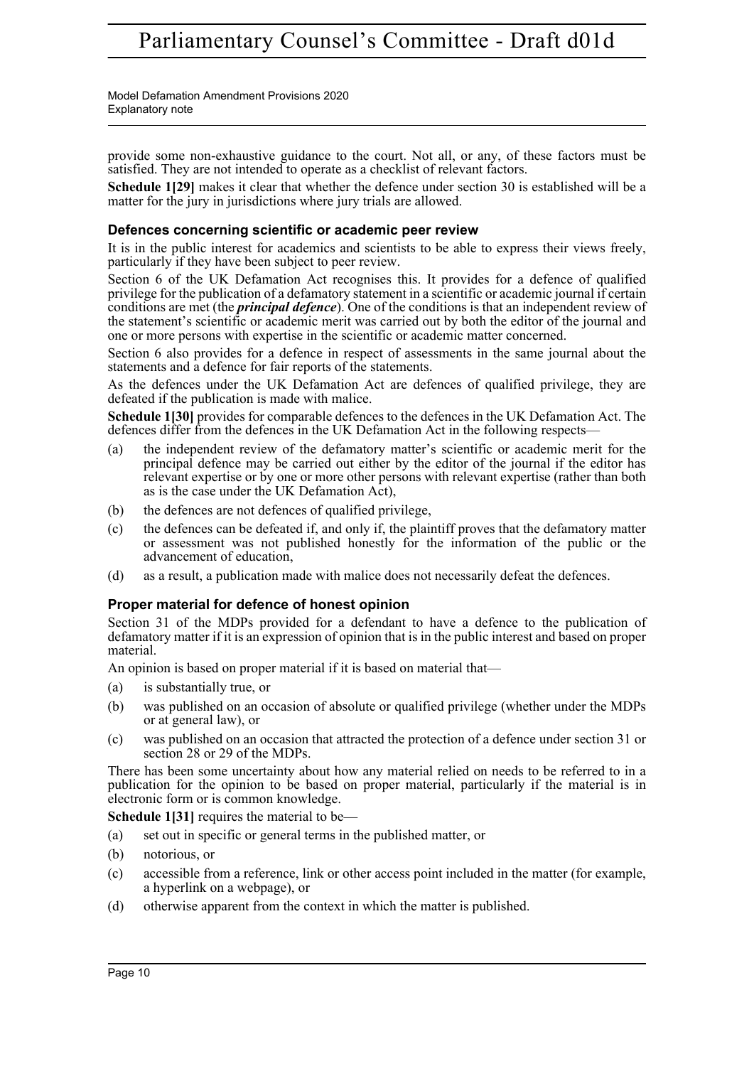provide some non-exhaustive guidance to the court. Not all, or any, of these factors must be satisfied. They are not intended to operate as a checklist of relevant factors.

**Schedule 1[29]** makes it clear that whether the defence under section 30 is established will be a matter for the jury in jurisdictions where jury trials are allowed.

### Defences concerning scientific or academic peer review

It is in the public interest for academics and scientists to be able to express their views freely, particularly if they have been subject to peer review.

Section 6 of the UK Defamation Act recognises this. It provides for a defence of qualified privilege for the publication of a defamatory statement in a scientific or academic journal if certain conditions are met (the ***principal defence***). One of the conditions is that an independent review of the statement's scientific or academic merit was carried out by both the editor of the journal and one or more persons with expertise in the scientific or academic matter concerned.

Section 6 also provides for a defence in respect of assessments in the same journal about the statements and a defence for fair reports of the statements.

As the defences under the UK Defamation Act are defences of qualified privilege, they are defeated if the publication is made with malice.

**Schedule 1[30]** provides for comparable defences to the defences in the UK Defamation Act. The defences differ from the defences in the UK Defamation Act in the following respects—

(a) the independent review of the defamatory matter's scientific or academic merit for the principal defence may be carried out either by the editor of the journal if the editor has relevant expertise or by one or more other persons with relevant expertise (rather than both as is the case under the UK Defamation Act),

(b) the defences are not defences of qualified privilege,

(c) the defences can be defeated if, and only if, the plaintiff proves that the defamatory matter or assessment was not published honestly for the information of the public or the advancement of education,

(d) as a result, a publication made with malice does not necessarily defeat the defences.

### Proper material for defence of honest opinion

Section 31 of the MDPs provided for a defendant to have a defence to the publication of defamatory matter if it is an expression of opinion that is in the public interest and based on proper material.

An opinion is based on proper material if it is based on material that—

(a) is substantially true, or

(b) was published on an occasion of absolute or qualified privilege (whether under the MDPs or at general law), or

(c) was published on an occasion that attracted the protection of a defence under section 31 or section 28 or 29 of the MDPs.

There has been some uncertainty about how any material relied on needs to be referred to in a publication for the opinion to be based on proper material, particularly if the material is in electronic form or is common knowledge.

**Schedule 1[31]** requires the material to be—

(a) set out in specific or general terms in the published matter, or

(b) notorious, or

(c) accessible from a reference, link or other access point included in the matter (for example, a hyperlink on a webpage), or

(d) otherwise apparent from the context in which the matter is published.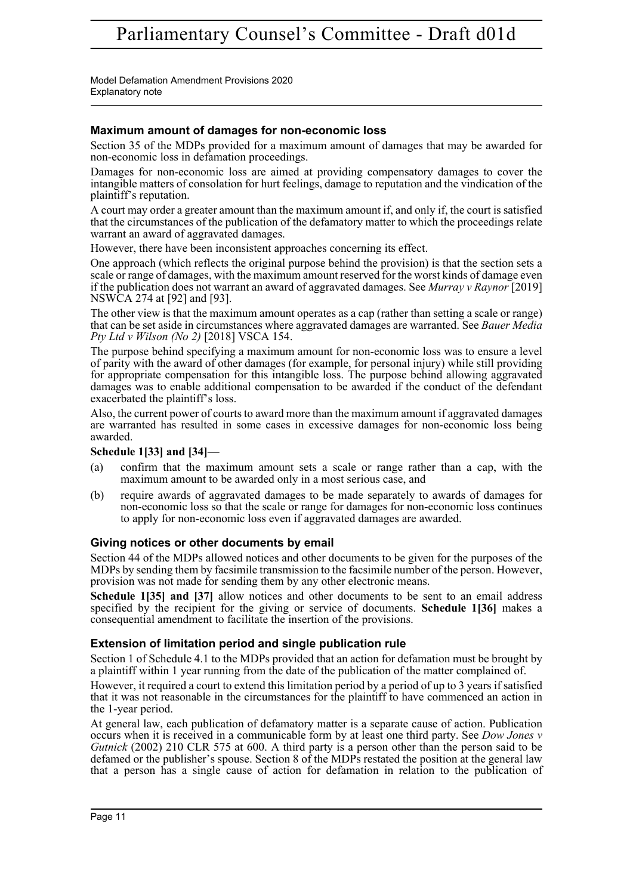### Maximum amount of damages for non-economic loss

Section 35 of the MDPs provided for a maximum amount of damages that may be awarded for non-economic loss in defamation proceedings.

Damages for non-economic loss are aimed at providing compensatory damages to cover the intangible matters of consolation for hurt feelings, damage to reputation and the vindication of the plaintiff's reputation.

A court may order a greater amount than the maximum amount if, and only if, the court is satisfied that the circumstances of the publication of the defamatory matter to which the proceedings relate warrant an award of aggravated damages.

However, there have been inconsistent approaches concerning its effect.

One approach (which reflects the original purpose behind the provision) is that the section sets a scale or range of damages, with the maximum amount reserved for the worst kinds of damage even if the publication does not warrant an award of aggravated damages. See *Murray v Raynor* [2019] NSWCA 274 at [92] and [93].

The other view is that the maximum amount operates as a cap (rather than setting a scale or range) that can be set aside in circumstances where aggravated damages are warranted. See *Bauer Media Pty Ltd v Wilson (No 2)* [2018] VSCA 154.

The purpose behind specifying a maximum amount for non-economic loss was to ensure a level of parity with the award of other damages (for example, for personal injury) while still providing for appropriate compensation for this intangible loss. The purpose behind allowing aggravated damages was to enable additional compensation to be awarded if the conduct of the defendant exacerbated the plaintiff's loss.

Also, the current power of courts to award more than the maximum amount if aggravated damages are warranted has resulted in some cases in excessive damages for non-economic loss being awarded.

**Schedule 1[33] and [34]**—

(a) confirm that the maximum amount sets a scale or range rather than a cap, with the maximum amount to be awarded only in a most serious case, and

(b) require awards of aggravated damages to be made separately to awards of damages for non-economic loss so that the scale or range for damages for non-economic loss continues to apply for non-economic loss even if aggravated damages are awarded.

### Giving notices or other documents by email

Section 44 of the MDPs allowed notices and other documents to be given for the purposes of the MDPs by sending them by facsimile transmission to the facsimile number of the person. However, provision was not made for sending them by any other electronic means.

**Schedule 1[35] and [37]** allow notices and other documents to be sent to an email address specified by the recipient for the giving or service of documents. **Schedule 1[36]** makes a consequential amendment to facilitate the insertion of the provisions.

### Extension of limitation period and single publication rule

Section 1 of Schedule 4.1 to the MDPs provided that an action for defamation must be brought by a plaintiff within 1 year running from the date of the publication of the matter complained of.

However, it required a court to extend this limitation period by a period of up to 3 years if satisfied that it was not reasonable in the circumstances for the plaintiff to have commenced an action in the 1-year period.

At general law, each publication of defamatory matter is a separate cause of action. Publication occurs when it is received in a communicable form by at least one third party. See *Dow Jones v Gutnick* (2002) 210 CLR 575 at 600. A third party is a person other than the person said to be defamed or the publisher's spouse. Section 8 of the MDPs restated the position at the general law that a person has a single cause of action for defamation in relation to the publication of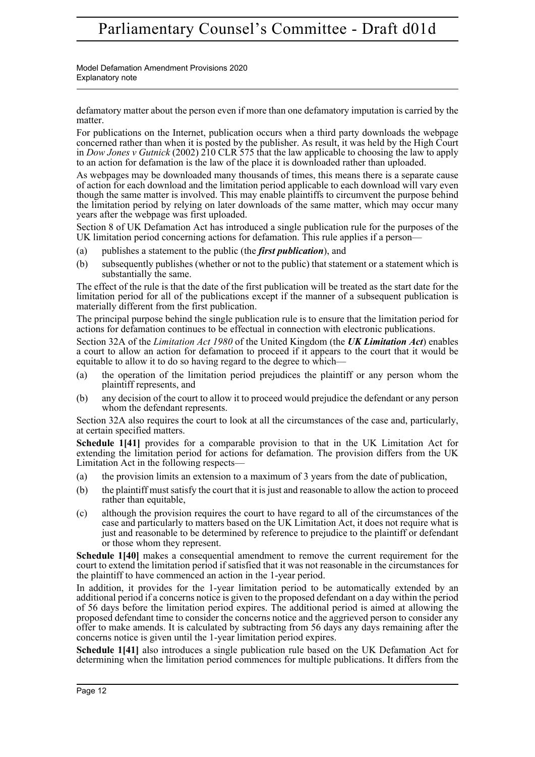defamatory matter about the person even if more than one defamatory imputation is carried by the matter.

For publications on the Internet, publication occurs when a third party downloads the webpage concerned rather than when it is posted by the publisher. As result, it was held by the High Court in *Dow Jones v Gutnick* (2002) 210 CLR 575 that the law applicable to choosing the law to apply to an action for defamation is the law of the place it is downloaded rather than uploaded.

As webpages may be downloaded many thousands of times, this means there is a separate cause of action for each download and the limitation period applicable to each download will vary even though the same matter is involved. This may enable plaintiffs to circumvent the purpose behind the limitation period by relying on later downloads of the same matter, which may occur many years after the webpage was first uploaded.

Section 8 of UK Defamation Act has introduced a single publication rule for the purposes of the UK limitation period concerning actions for defamation. This rule applies if a person—

(a) publishes a statement to the public (the ***first publication***), and

(b) subsequently publishes (whether or not to the public) that statement or a statement which is substantially the same.

The effect of the rule is that the date of the first publication will be treated as the start date for the limitation period for all of the publications except if the manner of a subsequent publication is materially different from the first publication.

The principal purpose behind the single publication rule is to ensure that the limitation period for actions for defamation continues to be effectual in connection with electronic publications.

Section 32A of the *Limitation Act 1980* of the United Kingdom (the ***UK Limitation Act***) enables a court to allow an action for defamation to proceed if it appears to the court that it would be equitable to allow it to do so having regard to the degree to which—

(a) the operation of the limitation period prejudices the plaintiff or any person whom the plaintiff represents, and

(b) any decision of the court to allow it to proceed would prejudice the defendant or any person whom the defendant represents.

Section 32A also requires the court to look at all the circumstances of the case and, particularly, at certain specified matters.

**Schedule 1[41]** provides for a comparable provision to that in the UK Limitation Act for extending the limitation period for actions for defamation. The provision differs from the UK Limitation Act in the following respects—

(a) the provision limits an extension to a maximum of 3 years from the date of publication,

(b) the plaintiff must satisfy the court that it is just and reasonable to allow the action to proceed rather than equitable,

(c) although the provision requires the court to have regard to all of the circumstances of the case and particularly to matters based on the UK Limitation Act, it does not require what is just and reasonable to be determined by reference to prejudice to the plaintiff or defendant or those whom they represent.

**Schedule 1[40]** makes a consequential amendment to remove the current requirement for the court to extend the limitation period if satisfied that it was not reasonable in the circumstances for the plaintiff to have commenced an action in the 1-year period.

In addition, it provides for the 1-year limitation period to be automatically extended by an additional period if a concerns notice is given to the proposed defendant on a day within the period of 56 days before the limitation period expires. The additional period is aimed at allowing the proposed defendant time to consider the concerns notice and the aggrieved person to consider any offer to make amends. It is calculated by subtracting from 56 days any days remaining after the concerns notice is given until the 1-year limitation period expires.

**Schedule 1[41]** also introduces a single publication rule based on the UK Defamation Act for determining when the limitation period commences for multiple publications. It differs from the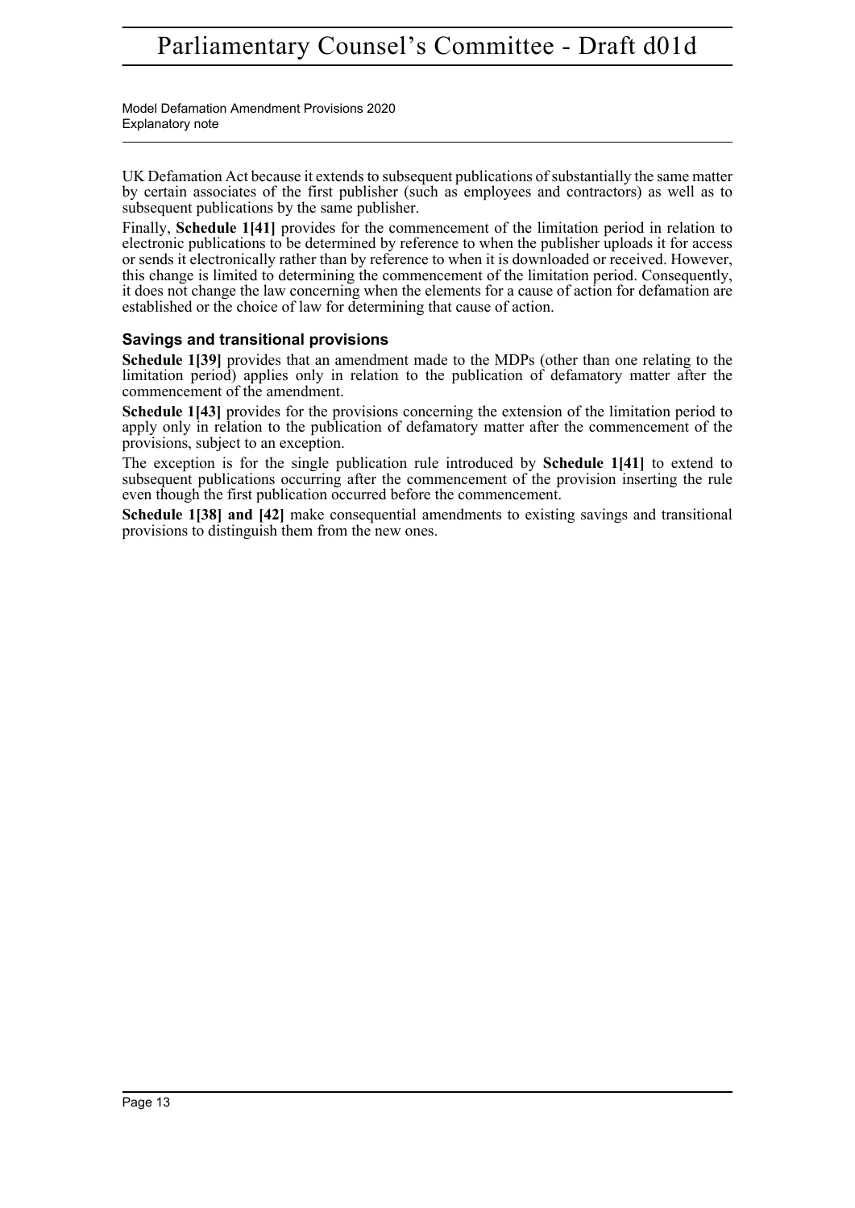UK Defamation Act because it extends to subsequent publications of substantially the same matter by certain associates of the first publisher (such as employees and contractors) as well as to subsequent publications by the same publisher.

Finally, **Schedule 1[41]** provides for the commencement of the limitation period in relation to electronic publications to be determined by reference to when the publisher uploads it for access or sends it electronically rather than by reference to when it is downloaded or received. However, this change is limited to determining the commencement of the limitation period. Consequently, it does not change the law concerning when the elements for a cause of action for defamation are established or the choice of law for determining that cause of action.

### Savings and transitional provisions

**Schedule 1[39]** provides that an amendment made to the MDPs (other than one relating to the limitation period) applies only in relation to the publication of defamatory matter after the commencement of the amendment.

**Schedule 1[43]** provides for the provisions concerning the extension of the limitation period to apply only in relation to the publication of defamatory matter after the commencement of the provisions, subject to an exception.

The exception is for the single publication rule introduced by **Schedule 1[41]** to extend to subsequent publications occurring after the commencement of the provision inserting the rule even though the first publication occurred before the commencement.

**Schedule 1[38] and [42]** make consequential amendments to existing savings and transitional provisions to distinguish them from the new ones.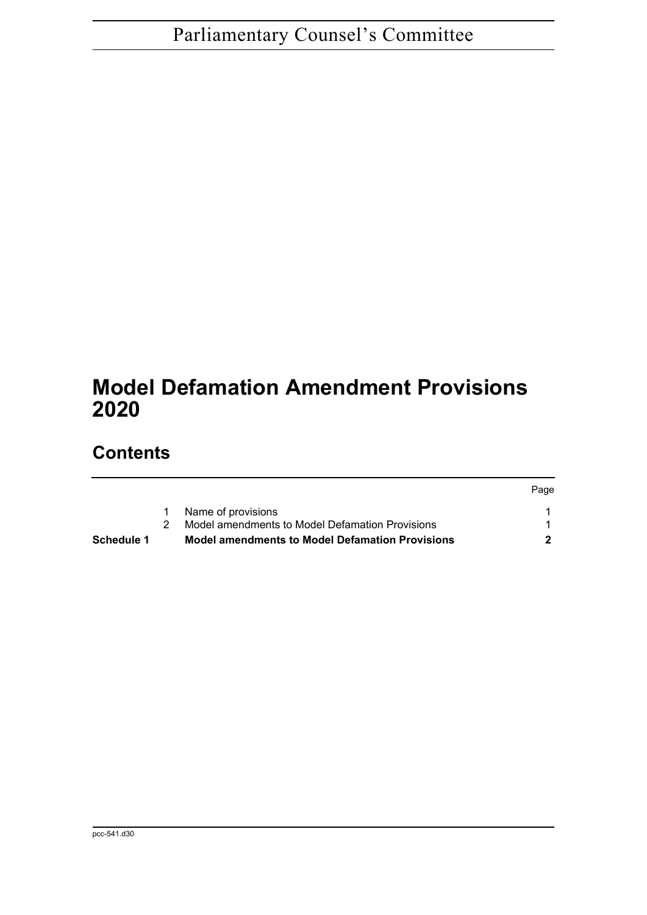Parliamentary Counsel's Committee

# Model Defamation Amendment Provisions 2020

## Contents

| | | | Page |
|---|---|---|---|
| | 1 | Name of provisions | 1 |
| | 2 | Model amendments to Model Defamation Provisions | 1 |
| **Schedule 1** | | **Model amendments to Model Defamation Provisions** | **2** |

pcc-541.d30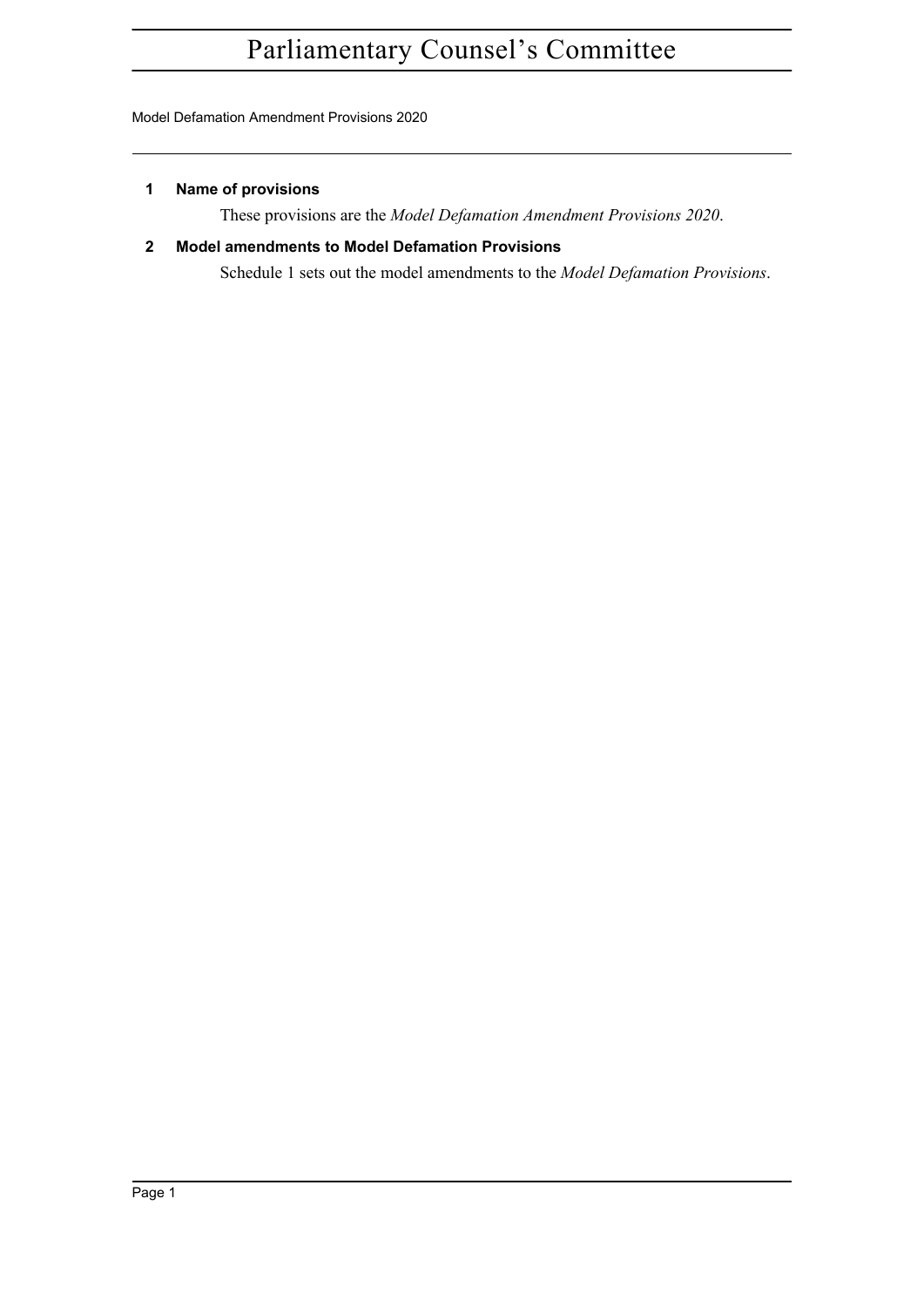# Parliamentary Counsel's Committee

Model Defamation Amendment Provisions 2020

## 1 Name of provisions

These provisions are the *Model Defamation Amendment Provisions 2020*.

## 2 Model amendments to Model Defamation Provisions

Schedule 1 sets out the model amendments to the *Model Defamation Provisions*.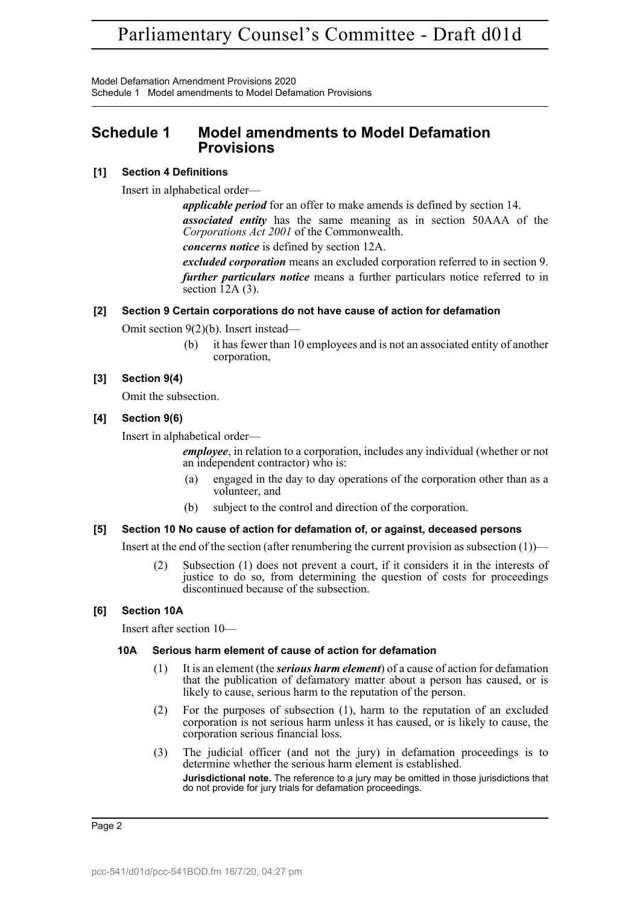## Schedule 1 Model amendments to Model Defamation Provisions

### [1] Section 4 Definitions

Insert in alphabetical order—

***applicable period*** for an offer to make amends is defined by section 14.

***associated entity*** has the same meaning as in section 50AAA of the *Corporations Act 2001* of the Commonwealth.

***concerns notice*** is defined by section 12A.

***excluded corporation*** means an excluded corporation referred to in section 9.

***further particulars notice*** means a further particulars notice referred to in section 12A (3).

### [2] Section 9 Certain corporations do not have cause of action for defamation

Omit section 9(2)(b). Insert instead—

(b) it has fewer than 10 employees and is not an associated entity of another corporation,

### [3] Section 9(4)

Omit the subsection.

### [4] Section 9(6)

Insert in alphabetical order—

***employee***, in relation to a corporation, includes any individual (whether or not an independent contractor) who is:

(a) engaged in the day to day operations of the corporation other than as a volunteer, and

(b) subject to the control and direction of the corporation.

### [5] Section 10 No cause of action for defamation of, or against, deceased persons

Insert at the end of the section (after renumbering the current provision as subsection (1))—

(2) Subsection (1) does not prevent a court, if it considers it in the interests of justice to do so, from determining the question of costs for proceedings discontinued because of the subsection.

### [6] Section 10A

Insert after section 10—

#### 10A Serious harm element of cause of action for defamation

(1) It is an element (the ***serious harm element***) of a cause of action for defamation that the publication of defamatory matter about a person has caused, or is likely to cause, serious harm to the reputation of the person.

(2) For the purposes of subsection (1), harm to the reputation of an excluded corporation is not serious harm unless it has caused, or is likely to cause, the corporation serious financial loss.

(3) The judicial officer (and not the jury) in defamation proceedings is to determine whether the serious harm element is established.

**Jurisdictional note.** The reference to a jury may be omitted in those jurisdictions that do not provide for jury trials for defamation proceedings.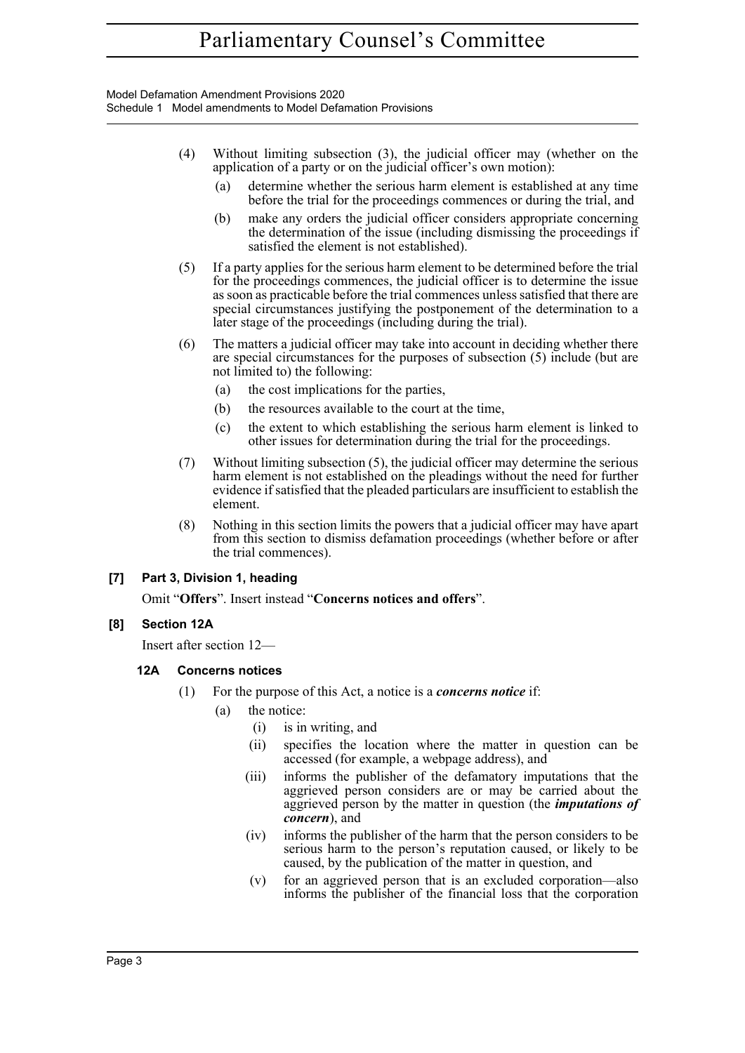(4) Without limiting subsection (3), the judicial officer may (whether on the application of a party or on the judicial officer's own motion):

(a) determine whether the serious harm element is established at any time before the trial for the proceedings commences or during the trial, and

(b) make any orders the judicial officer considers appropriate concerning the determination of the issue (including dismissing the proceedings if satisfied the element is not established).

(5) If a party applies for the serious harm element to be determined before the trial for the proceedings commences, the judicial officer is to determine the issue as soon as practicable before the trial commences unless satisfied that there are special circumstances justifying the postponement of the determination to a later stage of the proceedings (including during the trial).

(6) The matters a judicial officer may take into account in deciding whether there are special circumstances for the purposes of subsection (5) include (but are not limited to) the following:

(a) the cost implications for the parties,

(b) the resources available to the court at the time,

(c) the extent to which establishing the serious harm element is linked to other issues for determination during the trial for the proceedings.

(7) Without limiting subsection (5), the judicial officer may determine the serious harm element is not established on the pleadings without the need for further evidence if satisfied that the pleaded particulars are insufficient to establish the element.

(8) Nothing in this section limits the powers that a judicial officer may have apart from this section to dismiss defamation proceedings (whether before or after the trial commences).

### [7] Part 3, Division 1, heading

Omit "**Offers**". Insert instead "**Concerns notices and offers**".

### [8] Section 12A

Insert after section 12—

#### 12A Concerns notices

(1) For the purpose of this Act, a notice is a ***concerns notice*** if:

(a) the notice:

(i) is in writing, and

(ii) specifies the location where the matter in question can be accessed (for example, a webpage address), and

(iii) informs the publisher of the defamatory imputations that the aggrieved person considers are or may be carried about the aggrieved person by the matter in question (the ***imputations of concern***), and

(iv) informs the publisher of the harm that the person considers to be serious harm to the person's reputation caused, or likely to be caused, by the publication of the matter in question, and

(v) for an aggrieved person that is an excluded corporation—also informs the publisher of the financial loss that the corporation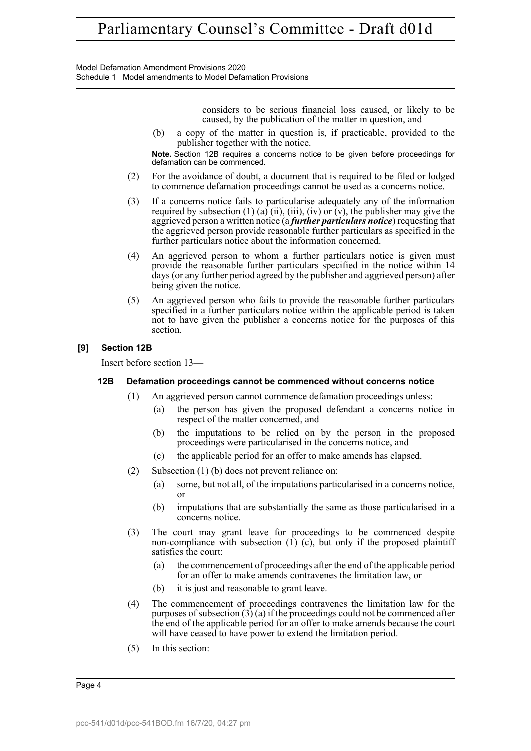considers to be serious financial loss caused, or likely to be caused, by the publication of the matter in question, and

(b) a copy of the matter in question is, if practicable, provided to the publisher together with the notice.

**Note.** Section 12B requires a concerns notice to be given before proceedings for defamation can be commenced.

(2) For the avoidance of doubt, a document that is required to be filed or lodged to commence defamation proceedings cannot be used as a concerns notice.

(3) If a concerns notice fails to particularise adequately any of the information required by subsection (1) (a) (ii), (iii), (iv) or (v), the publisher may give the aggrieved person a written notice (a ***further particulars notice***) requesting that the aggrieved person provide reasonable further particulars as specified in the further particulars notice about the information concerned.

(4) An aggrieved person to whom a further particulars notice is given must provide the reasonable further particulars specified in the notice within 14 days (or any further period agreed by the publisher and aggrieved person) after being given the notice.

(5) An aggrieved person who fails to provide the reasonable further particulars specified in a further particulars notice within the applicable period is taken not to have given the publisher a concerns notice for the purposes of this section.

### [9] Section 12B

Insert before section 13—

#### 12B Defamation proceedings cannot be commenced without concerns notice

(1) An aggrieved person cannot commence defamation proceedings unless:

(a) the person has given the proposed defendant a concerns notice in respect of the matter concerned, and

(b) the imputations to be relied on by the person in the proposed proceedings were particularised in the concerns notice, and

(c) the applicable period for an offer to make amends has elapsed.

(2) Subsection (1) (b) does not prevent reliance on:

(a) some, but not all, of the imputations particularised in a concerns notice, or

(b) imputations that are substantially the same as those particularised in a concerns notice.

(3) The court may grant leave for proceedings to be commenced despite non-compliance with subsection (1) (c), but only if the proposed plaintiff satisfies the court:

(a) the commencement of proceedings after the end of the applicable period for an offer to make amends contravenes the limitation law, or

(b) it is just and reasonable to grant leave.

(4) The commencement of proceedings contravenes the limitation law for the purposes of subsection (3) (a) if the proceedings could not be commenced after the end of the applicable period for an offer to make amends because the court will have ceased to have power to extend the limitation period.

(5) In this section: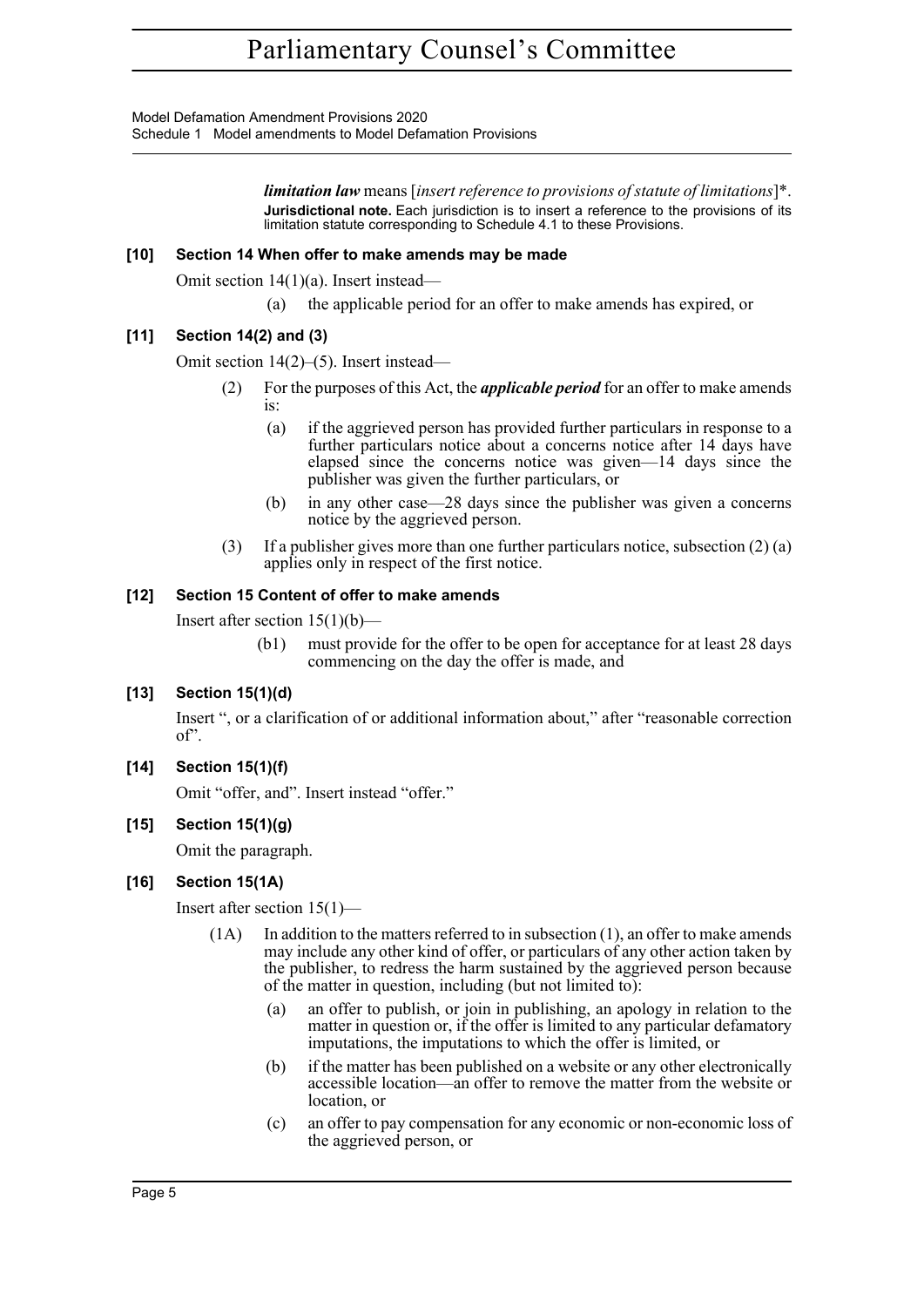*limitation law* means [*insert reference to provisions of statute of limitations*]*.

**Jurisdictional note.** Each jurisdiction is to insert a reference to the provisions of its limitation statute corresponding to Schedule 4.1 to these Provisions.

### [10] Section 14 When offer to make amends may be made

Omit section 14(1)(a). Insert instead—

(a) the applicable period for an offer to make amends has expired, or

### [11] Section 14(2) and (3)

Omit section 14(2)–(5). Insert instead—

(2) For the purposes of this Act, the ***applicable period*** for an offer to make amends is:

(a) if the aggrieved person has provided further particulars in response to a further particulars notice about a concerns notice after 14 days have elapsed since the concerns notice was given—14 days since the publisher was given the further particulars, or

(b) in any other case—28 days since the publisher was given a concerns notice by the aggrieved person.

(3) If a publisher gives more than one further particulars notice, subsection (2) (a) applies only in respect of the first notice.

### [12] Section 15 Content of offer to make amends

Insert after section 15(1)(b)—

(b1) must provide for the offer to be open for acceptance for at least 28 days commencing on the day the offer is made, and

### [13] Section 15(1)(d)

Insert ", or a clarification of or additional information about," after "reasonable correction of".

### [14] Section 15(1)(f)

Omit "offer, and". Insert instead "offer."

### [15] Section 15(1)(g)

Omit the paragraph.

### [16] Section 15(1A)

Insert after section 15(1)—

(1A) In addition to the matters referred to in subsection (1), an offer to make amends may include any other kind of offer, or particulars of any other action taken by the publisher, to redress the harm sustained by the aggrieved person because of the matter in question, including (but not limited to):

(a) an offer to publish, or join in publishing, an apology in relation to the matter in question or, if the offer is limited to any particular defamatory imputations, the imputations to which the offer is limited, or

(b) if the matter has been published on a website or any other electronically accessible location—an offer to remove the matter from the website or location, or

(c) an offer to pay compensation for any economic or non-economic loss of the aggrieved person, or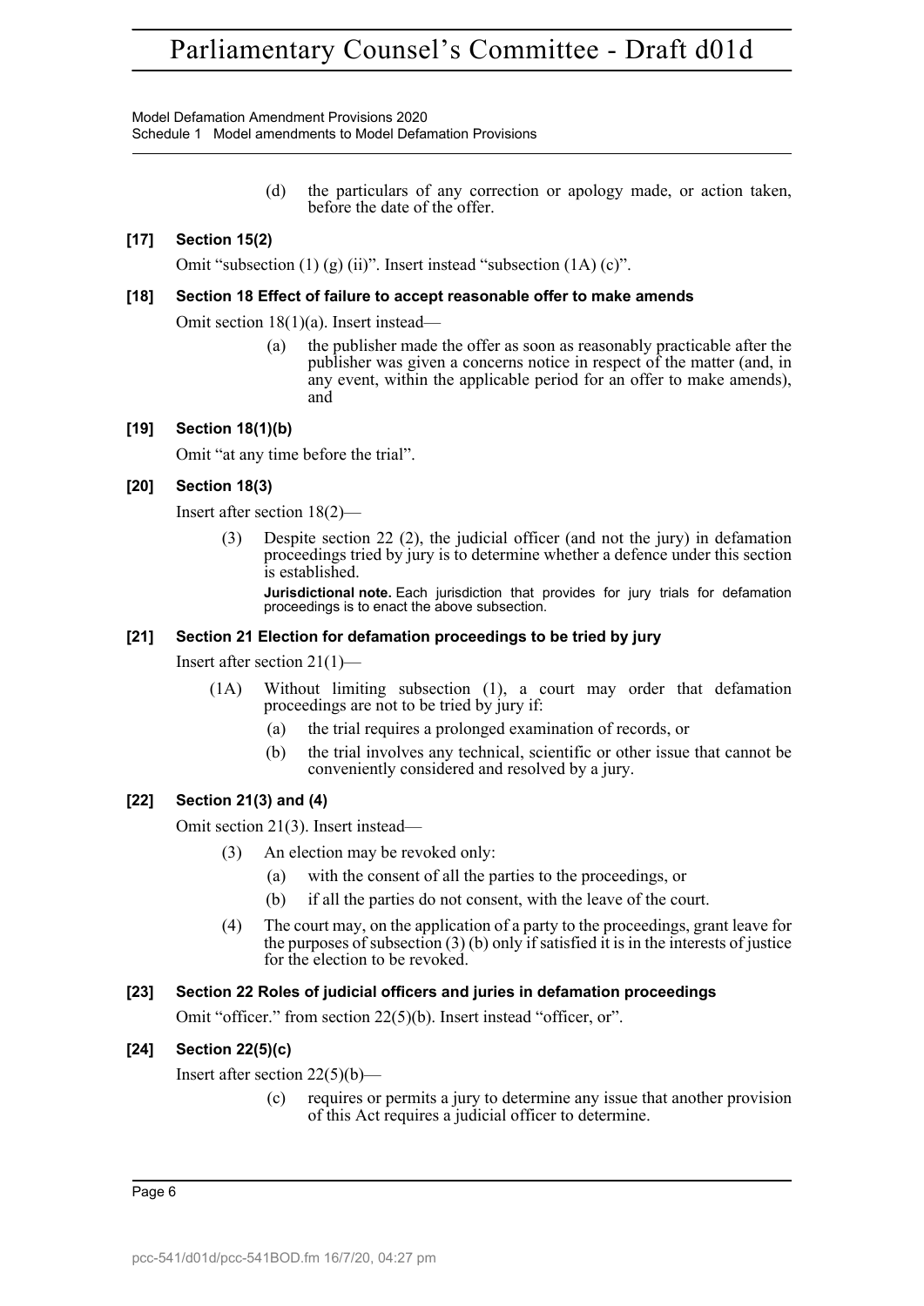(d) the particulars of any correction or apology made, or action taken, before the date of the offer.

### [17] Section 15(2)

Omit "subsection (1) (g) (ii)". Insert instead "subsection (1A) (c)".

### [18] Section 18 Effect of failure to accept reasonable offer to make amends

Omit section 18(1)(a). Insert instead—

(a) the publisher made the offer as soon as reasonably practicable after the publisher was given a concerns notice in respect of the matter (and, in any event, within the applicable period for an offer to make amends), and

### [19] Section 18(1)(b)

Omit "at any time before the trial".

### [20] Section 18(3)

Insert after section 18(2)—

(3) Despite section 22 (2), the judicial officer (and not the jury) in defamation proceedings tried by jury is to determine whether a defence under this section is established.

**Jurisdictional note.** Each jurisdiction that provides for jury trials for defamation proceedings is to enact the above subsection.

### [21] Section 21 Election for defamation proceedings to be tried by jury

Insert after section 21(1)—

(1A) Without limiting subsection (1), a court may order that defamation proceedings are not to be tried by jury if:

(a) the trial requires a prolonged examination of records, or

(b) the trial involves any technical, scientific or other issue that cannot be conveniently considered and resolved by a jury.

### [22] Section 21(3) and (4)

Omit section 21(3). Insert instead—

(3) An election may be revoked only:

(a) with the consent of all the parties to the proceedings, or

(b) if all the parties do not consent, with the leave of the court.

(4) The court may, on the application of a party to the proceedings, grant leave for the purposes of subsection (3) (b) only if satisfied it is in the interests of justice for the election to be revoked.

### [23] Section 22 Roles of judicial officers and juries in defamation proceedings

Omit "officer." from section 22(5)(b). Insert instead "officer, or".

### [24] Section 22(5)(c)

Insert after section 22(5)(b)—

(c) requires or permits a jury to determine any issue that another provision of this Act requires a judicial officer to determine.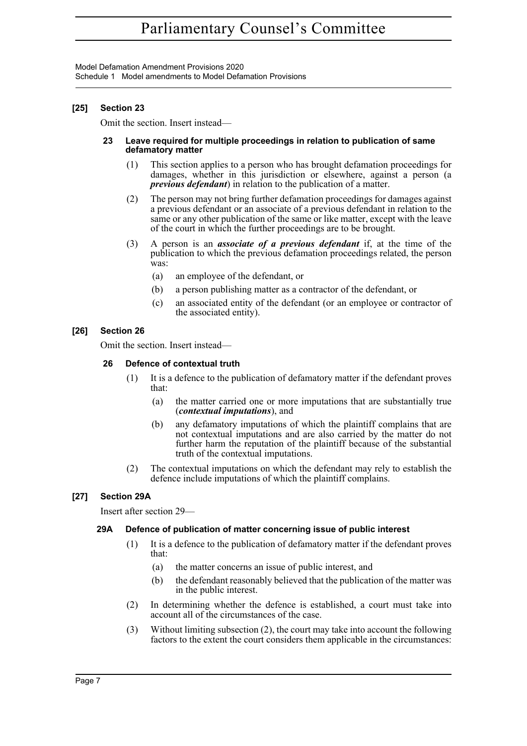**[25] Section 23**

Omit the section. Insert instead—

**23 Leave required for multiple proceedings in relation to publication of same defamatory matter**

(1) This section applies to a person who has brought defamation proceedings for damages, whether in this jurisdiction or elsewhere, against a person (a ***previous defendant***) in relation to the publication of a matter.

(2) The person may not bring further defamation proceedings for damages against a previous defendant or an associate of a previous defendant in relation to the same or any other publication of the same or like matter, except with the leave of the court in which the further proceedings are to be brought.

(3) A person is an ***associate of a previous defendant*** if, at the time of the publication to which the previous defamation proceedings related, the person was:

(a) an employee of the defendant, or

(b) a person publishing matter as a contractor of the defendant, or

(c) an associated entity of the defendant (or an employee or contractor of the associated entity).

**[26] Section 26**

Omit the section. Insert instead—

**26 Defence of contextual truth**

(1) It is a defence to the publication of defamatory matter if the defendant proves that:

(a) the matter carried one or more imputations that are substantially true (***contextual imputations***), and

(b) any defamatory imputations of which the plaintiff complains that are not contextual imputations and are also carried by the matter do not further harm the reputation of the plaintiff because of the substantial truth of the contextual imputations.

(2) The contextual imputations on which the defendant may rely to establish the defence include imputations of which the plaintiff complains.

**[27] Section 29A**

Insert after section 29—

**29A Defence of publication of matter concerning issue of public interest**

(1) It is a defence to the publication of defamatory matter if the defendant proves that:

(a) the matter concerns an issue of public interest, and

(b) the defendant reasonably believed that the publication of the matter was in the public interest.

(2) In determining whether the defence is established, a court must take into account all of the circumstances of the case.

(3) Without limiting subsection (2), the court may take into account the following factors to the extent the court considers them applicable in the circumstances: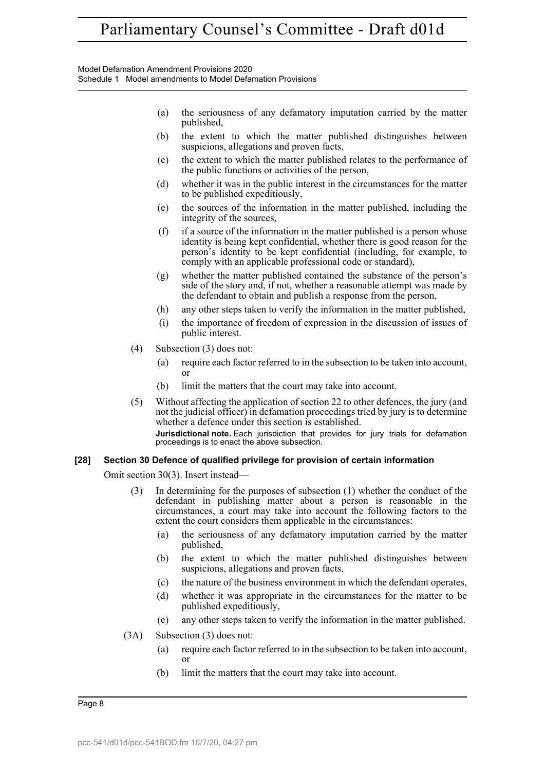(a) the seriousness of any defamatory imputation carried by the matter published,

(b) the extent to which the matter published distinguishes between suspicions, allegations and proven facts,

(c) the extent to which the matter published relates to the performance of the public functions or activities of the person,

(d) whether it was in the public interest in the circumstances for the matter to be published expeditiously,

(e) the sources of the information in the matter published, including the integrity of the sources,

(f) if a source of the information in the matter published is a person whose identity is being kept confidential, whether there is good reason for the person's identity to be kept confidential (including, for example, to comply with an applicable professional code or standard),

(g) whether the matter published contained the substance of the person's side of the story and, if not, whether a reasonable attempt was made by the defendant to obtain and publish a response from the person,

(h) any other steps taken to verify the information in the matter published,

(i) the importance of freedom of expression in the discussion of issues of public interest.

(4) Subsection (3) does not:

(a) require each factor referred to in the subsection to be taken into account, or

(b) limit the matters that the court may take into account.

(5) Without affecting the application of section 22 to other defences, the jury (and not the judicial officer) in defamation proceedings tried by jury is to determine whether a defence under this section is established.

**Jurisdictional note.** Each jurisdiction that provides for jury trials for defamation proceedings is to enact the above subsection.

### [28] Section 30 Defence of qualified privilege for provision of certain information

Omit section 30(3). Insert instead—

(3) In determining for the purposes of subsection (1) whether the conduct of the defendant in publishing matter about a person is reasonable in the circumstances, a court may take into account the following factors to the extent the court considers them applicable in the circumstances:

(a) the seriousness of any defamatory imputation carried by the matter published,

(b) the extent to which the matter published distinguishes between suspicions, allegations and proven facts,

(c) the nature of the business environment in which the defendant operates,

(d) whether it was appropriate in the circumstances for the matter to be published expeditiously,

(e) any other steps taken to verify the information in the matter published.

(3A) Subsection (3) does not:

(a) require each factor referred to in the subsection to be taken into account, or

(b) limit the matters that the court may take into account.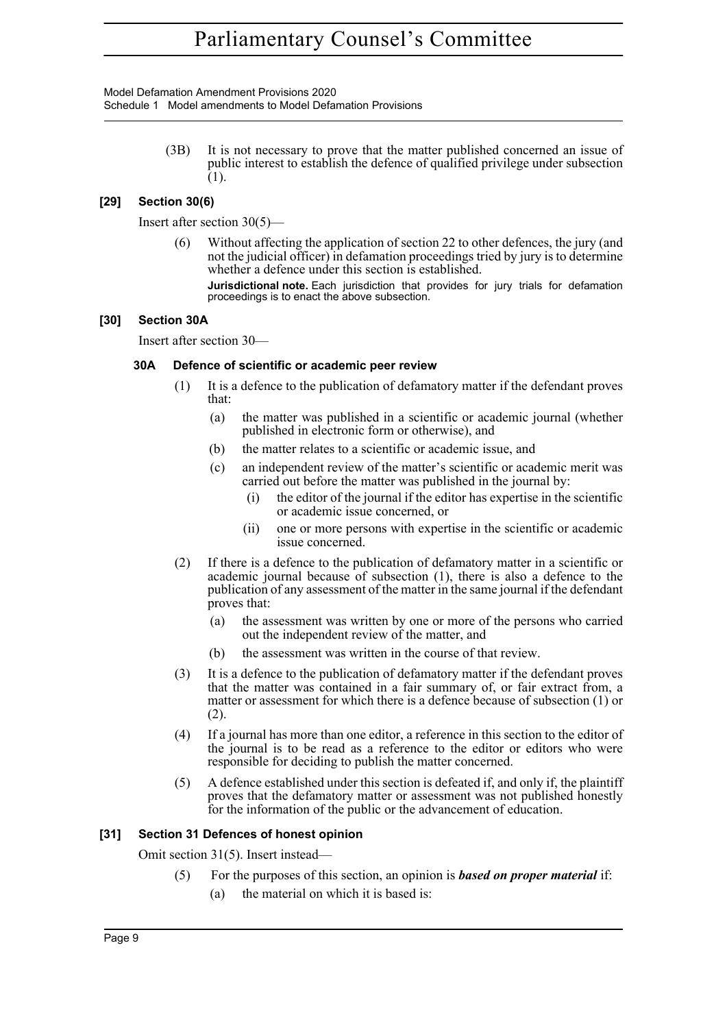(3B) It is not necessary to prove that the matter published concerned an issue of public interest to establish the defence of qualified privilege under subsection (1).

### [29] Section 30(6)

Insert after section 30(5)—

(6) Without affecting the application of section 22 to other defences, the jury (and not the judicial officer) in defamation proceedings tried by jury is to determine whether a defence under this section is established.

**Jurisdictional note.** Each jurisdiction that provides for jury trials for defamation proceedings is to enact the above subsection.

### [30] Section 30A

Insert after section 30—

#### 30A Defence of scientific or academic peer review

(1) It is a defence to the publication of defamatory matter if the defendant proves that:

- (a) the matter was published in a scientific or academic journal (whether published in electronic form or otherwise), and
- (b) the matter relates to a scientific or academic issue, and
- (c) an independent review of the matter's scientific or academic merit was carried out before the matter was published in the journal by:
  - (i) the editor of the journal if the editor has expertise in the scientific or academic issue concerned, or
  - (ii) one or more persons with expertise in the scientific or academic issue concerned.

(2) If there is a defence to the publication of defamatory matter in a scientific or academic journal because of subsection (1), there is also a defence to the publication of any assessment of the matter in the same journal if the defendant proves that:

- (a) the assessment was written by one or more of the persons who carried out the independent review of the matter, and
- (b) the assessment was written in the course of that review.

(3) It is a defence to the publication of defamatory matter if the defendant proves that the matter was contained in a fair summary of, or fair extract from, a matter or assessment for which there is a defence because of subsection (1) or (2).

(4) If a journal has more than one editor, a reference in this section to the editor of the journal is to be read as a reference to the editor or editors who were responsible for deciding to publish the matter concerned.

(5) A defence established under this section is defeated if, and only if, the plaintiff proves that the defamatory matter or assessment was not published honestly for the information of the public or the advancement of education.

### [31] Section 31 Defences of honest opinion

Omit section 31(5). Insert instead—

(5) For the purposes of this section, an opinion is ***based on proper material*** if:

- (a) the material on which it is based is: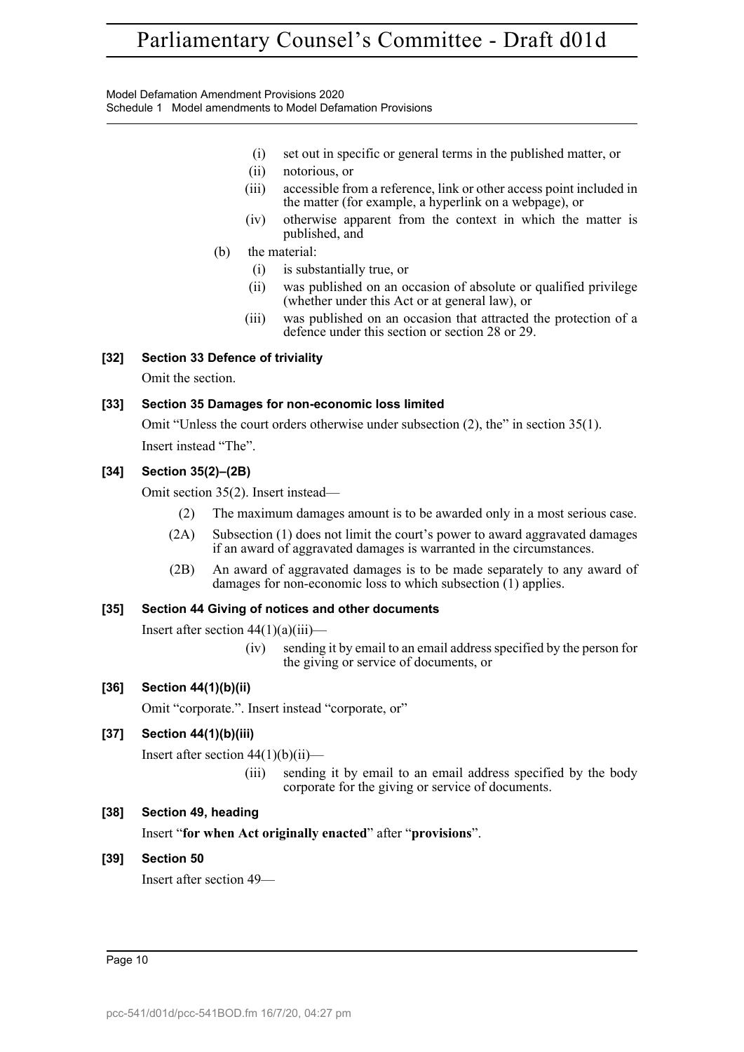(i) set out in specific or general terms in the published matter, or

(ii) notorious, or

(iii) accessible from a reference, link or other access point included in the matter (for example, a hyperlink on a webpage), or

(iv) otherwise apparent from the context in which the matter is published, and

(b) the material:

(i) is substantially true, or

(ii) was published on an occasion of absolute or qualified privilege (whether under this Act or at general law), or

(iii) was published on an occasion that attracted the protection of a defence under this section or section 28 or 29.

**[32] Section 33 Defence of triviality**

Omit the section.

**[33] Section 35 Damages for non-economic loss limited**

Omit "Unless the court orders otherwise under subsection (2), the" in section 35(1).

Insert instead "The".

**[34] Section 35(2)–(2B)**

Omit section 35(2). Insert instead—

(2) The maximum damages amount is to be awarded only in a most serious case.

(2A) Subsection (1) does not limit the court's power to award aggravated damages if an award of aggravated damages is warranted in the circumstances.

(2B) An award of aggravated damages is to be made separately to any award of damages for non-economic loss to which subsection (1) applies.

**[35] Section 44 Giving of notices and other documents**

Insert after section 44(1)(a)(iii)—

(iv) sending it by email to an email address specified by the person for the giving or service of documents, or

**[36] Section 44(1)(b)(ii)**

Omit "corporate.". Insert instead "corporate, or"

**[37] Section 44(1)(b)(iii)**

Insert after section 44(1)(b)(ii)—

(iii) sending it by email to an email address specified by the body corporate for the giving or service of documents.

**[38] Section 49, heading**

Insert "**for when Act originally enacted**" after "**provisions**".

**[39] Section 50**

Insert after section 49—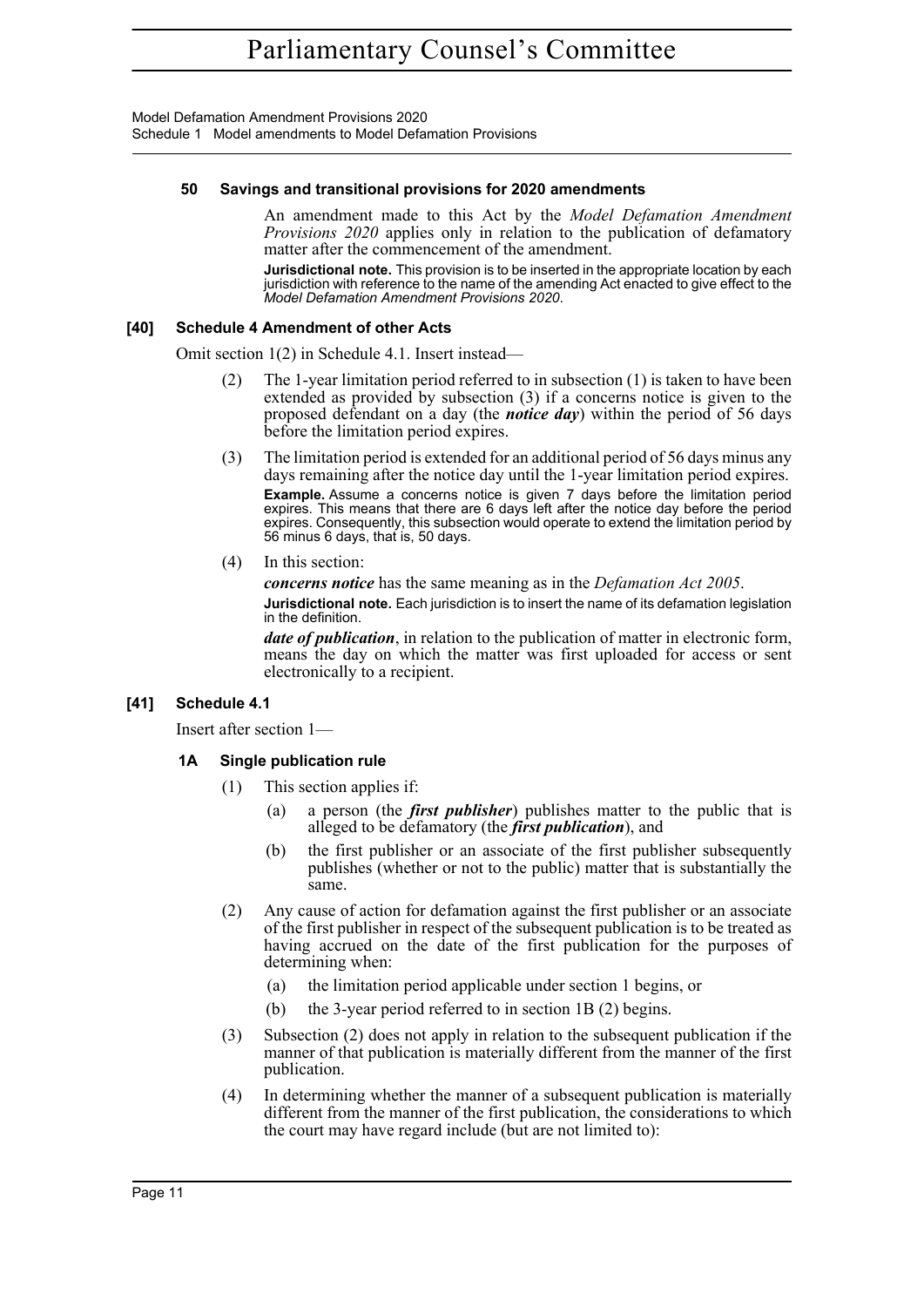#### 50 Savings and transitional provisions for 2020 amendments

An amendment made to this Act by the *Model Defamation Amendment Provisions 2020* applies only in relation to the publication of defamatory matter after the commencement of the amendment.

**Jurisdictional note.** This provision is to be inserted in the appropriate location by each jurisdiction with reference to the name of the amending Act enacted to give effect to the *Model Defamation Amendment Provisions 2020*.

### [40] Schedule 4 Amendment of other Acts

Omit section 1(2) in Schedule 4.1. Insert instead—

(2) The 1-year limitation period referred to in subsection (1) is taken to have been extended as provided by subsection (3) if a concerns notice is given to the proposed defendant on a day (the ***notice day***) within the period of 56 days before the limitation period expires.

(3) The limitation period is extended for an additional period of 56 days minus any days remaining after the notice day until the 1-year limitation period expires.

**Example.** Assume a concerns notice is given 7 days before the limitation period expires. This means that there are 6 days left after the notice day before the period expires. Consequently, this subsection would operate to extend the limitation period by 56 minus 6 days, that is, 50 days.

(4) In this section:

***concerns notice*** has the same meaning as in the *Defamation Act 2005*.

**Jurisdictional note.** Each jurisdiction is to insert the name of its defamation legislation in the definition.

***date of publication***, in relation to the publication of matter in electronic form, means the day on which the matter was first uploaded for access or sent electronically to a recipient.

### [41] Schedule 4.1

Insert after section 1—

#### 1A Single publication rule

(1) This section applies if:

(a) a person (the ***first publisher***) publishes matter to the public that is alleged to be defamatory (the ***first publication***), and

(b) the first publisher or an associate of the first publisher subsequently publishes (whether or not to the public) matter that is substantially the same.

(2) Any cause of action for defamation against the first publisher or an associate of the first publisher in respect of the subsequent publication is to be treated as having accrued on the date of the first publication for the purposes of determining when:

(a) the limitation period applicable under section 1 begins, or

(b) the 3-year period referred to in section 1B (2) begins.

(3) Subsection (2) does not apply in relation to the subsequent publication if the manner of that publication is materially different from the manner of the first publication.

(4) In determining whether the manner of a subsequent publication is materially different from the manner of the first publication, the considerations to which the court may have regard include (but are not limited to):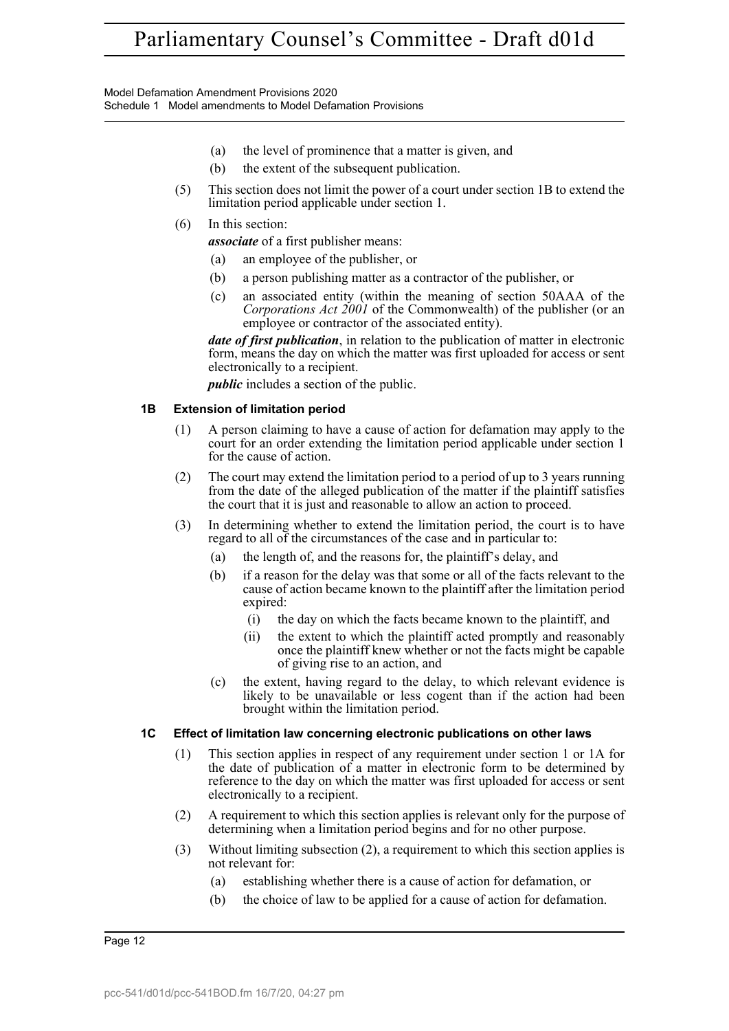(a) the level of prominence that a matter is given, and

(b) the extent of the subsequent publication.

(5) This section does not limit the power of a court under section 1B to extend the limitation period applicable under section 1.

(6) In this section:

***associate*** of a first publisher means:

(a) an employee of the publisher, or

(b) a person publishing matter as a contractor of the publisher, or

(c) an associated entity (within the meaning of section 50AAA of the *Corporations Act 2001* of the Commonwealth) of the publisher (or an employee or contractor of the associated entity).

***date of first publication***, in relation to the publication of matter in electronic form, means the day on which the matter was first uploaded for access or sent electronically to a recipient.

***public*** includes a section of the public.

### 1B Extension of limitation period

(1) A person claiming to have a cause of action for defamation may apply to the court for an order extending the limitation period applicable under section 1 for the cause of action.

(2) The court may extend the limitation period to a period of up to 3 years running from the date of the alleged publication of the matter if the plaintiff satisfies the court that it is just and reasonable to allow an action to proceed.

(3) In determining whether to extend the limitation period, the court is to have regard to all of the circumstances of the case and in particular to:

(a) the length of, and the reasons for, the plaintiff's delay, and

(b) if a reason for the delay was that some or all of the facts relevant to the cause of action became known to the plaintiff after the limitation period expired:

(i) the day on which the facts became known to the plaintiff, and

(ii) the extent to which the plaintiff acted promptly and reasonably once the plaintiff knew whether or not the facts might be capable of giving rise to an action, and

(c) the extent, having regard to the delay, to which relevant evidence is likely to be unavailable or less cogent than if the action had been brought within the limitation period.

### 1C Effect of limitation law concerning electronic publications on other laws

(1) This section applies in respect of any requirement under section 1 or 1A for the date of publication of a matter in electronic form to be determined by reference to the day on which the matter was first uploaded for access or sent electronically to a recipient.

(2) A requirement to which this section applies is relevant only for the purpose of determining when a limitation period begins and for no other purpose.

(3) Without limiting subsection (2), a requirement to which this section applies is not relevant for:

(a) establishing whether there is a cause of action for defamation, or

(b) the choice of law to be applied for a cause of action for defamation.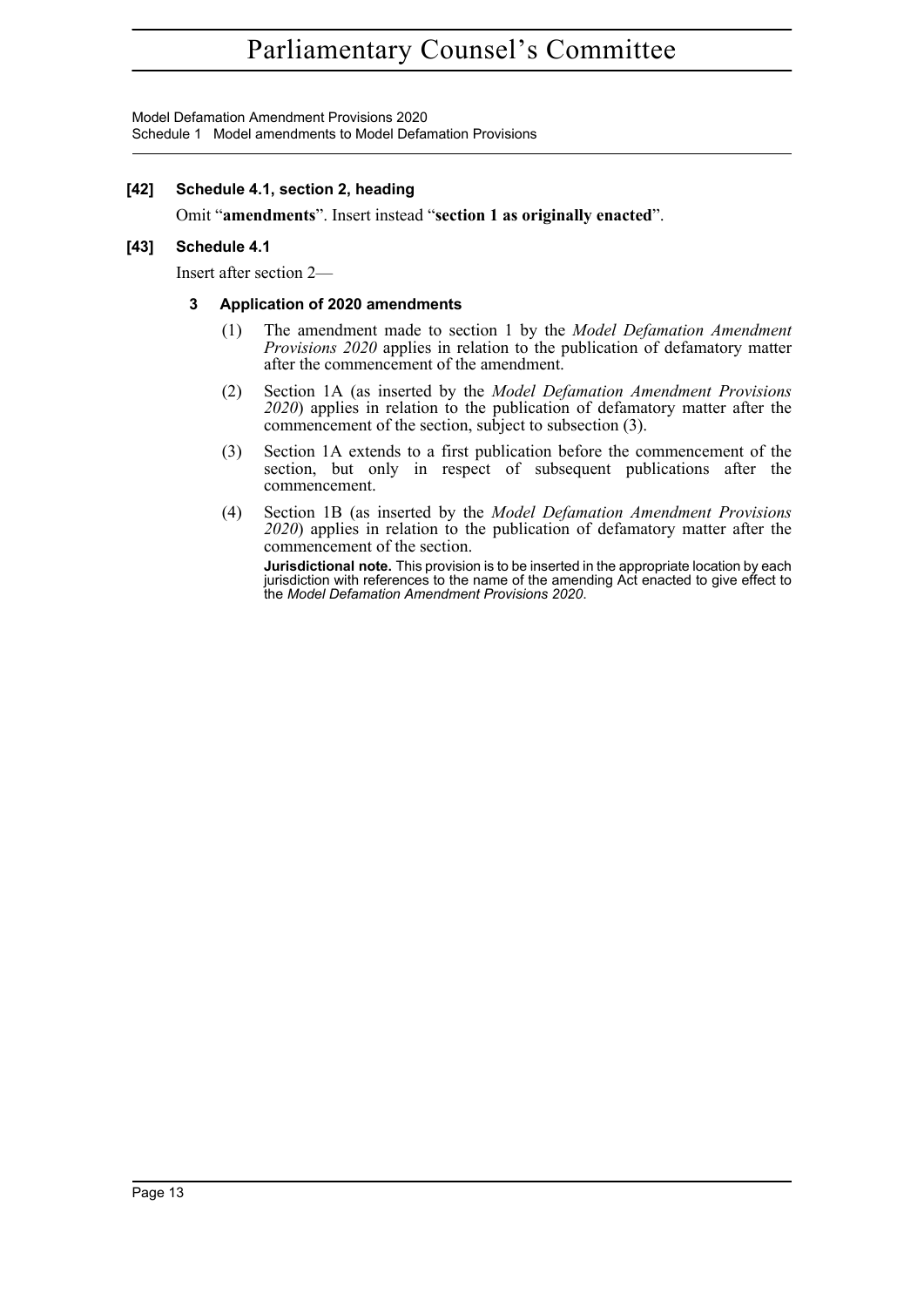**[42] Schedule 4.1, section 2, heading**

Omit "**amendments**". Insert instead "**section 1 as originally enacted**".

**[43] Schedule 4.1**

Insert after section 2—

**3 Application of 2020 amendments**

(1) The amendment made to section 1 by the *Model Defamation Amendment Provisions 2020* applies in relation to the publication of defamatory matter after the commencement of the amendment.

(2) Section 1A (as inserted by the *Model Defamation Amendment Provisions 2020*) applies in relation to the publication of defamatory matter after the commencement of the section, subject to subsection (3).

(3) Section 1A extends to a first publication before the commencement of the section, but only in respect of subsequent publications after the commencement.

(4) Section 1B (as inserted by the *Model Defamation Amendment Provisions 2020*) applies in relation to the publication of defamatory matter after the commencement of the section.

**Jurisdictional note.** This provision is to be inserted in the appropriate location by each jurisdiction with references to the name of the amending Act enacted to give effect to the *Model Defamation Amendment Provisions 2020*.